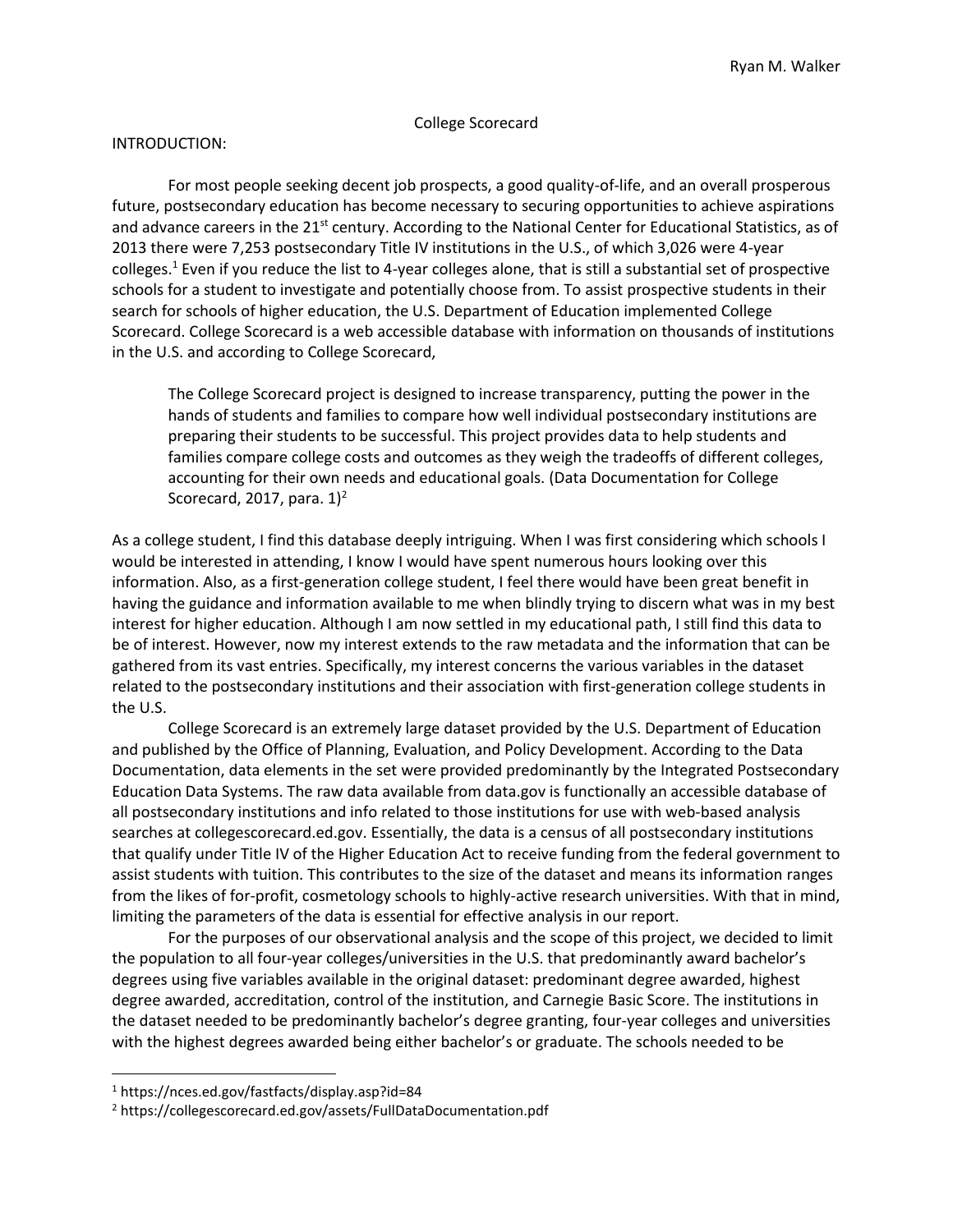Ryan M. Walker

# College Scorecard

## INTRODUCTION:

For most people seeking decent job prospects, a good quality-of-life, and an overall prosperous future, postsecondary education has become necessary to securing opportunities to achieve aspirations and advance careers in the 21st century. According to the National Center for Educational Statistics, as of 2013 there were 7,253 postsecondary Title IV institutions in the U.S., of which 3,026 were 4-year colleges.[1] Even if you reduce the list to 4-year colleges alone, that is still a substantial set of prospective schools for a student to investigate and potentially choose from. To assist prospective students in their search for schools of higher education, the U.S. Department of Education implemented College Scorecard. College Scorecard is a web accessible database with information on thousands of institutions in the U.S. and according to College Scorecard,

> The College Scorecard project is designed to increase transparency, putting the power in the hands of students and families to compare how well individual postsecondary institutions are preparing their students to be successful. This project provides data to help students and families compare college costs and outcomes as they weigh the tradeoffs of different colleges, accounting for their own needs and educational goals. (Data Documentation for College Scorecard, 2017, para. 1)[2]

As a college student, I find this database deeply intriguing. When I was first considering which schools I would be interested in attending, I know I would have spent numerous hours looking over this information. Also, as a first-generation college student, I feel there would have been great benefit in having the guidance and information available to me when blindly trying to discern what was in my best interest for higher education. Although I am now settled in my educational path, I still find this data to be of interest. However, now my interest extends to the raw metadata and the information that can be gathered from its vast entries. Specifically, my interest concerns the various variables in the dataset related to the postsecondary institutions and their association with first-generation college students in the U.S.

College Scorecard is an extremely large dataset provided by the U.S. Department of Education and published by the Office of Planning, Evaluation, and Policy Development. According to the Data Documentation, data elements in the set were provided predominantly by the Integrated Postsecondary Education Data Systems. The raw data available from data.gov is functionally an accessible database of all postsecondary institutions and info related to those institutions for use with web-based analysis searches at collegescorecard.ed.gov. Essentially, the data is a census of all postsecondary institutions that qualify under Title IV of the Higher Education Act to receive funding from the federal government to assist students with tuition. This contributes to the size of the dataset and means its information ranges from the likes of for-profit, cosmetology schools to highly-active research universities. With that in mind, limiting the parameters of the data is essential for effective analysis in our report.

For the purposes of our observational analysis and the scope of this project, we decided to limit the population to all four-year colleges/universities in the U.S. that predominantly award bachelor's degrees using five variables available in the original dataset: predominant degree awarded, highest degree awarded, accreditation, control of the institution, and Carnegie Basic Score. The institutions in the dataset needed to be predominantly bachelor's degree granting, four-year colleges and universities with the highest degrees awarded being either bachelor's or graduate. The schools needed to be

[1] https://nces.ed.gov/fastfacts/display.asp?id=84

[2] https://collegescorecard.ed.gov/assets/FullDataDocumentation.pdf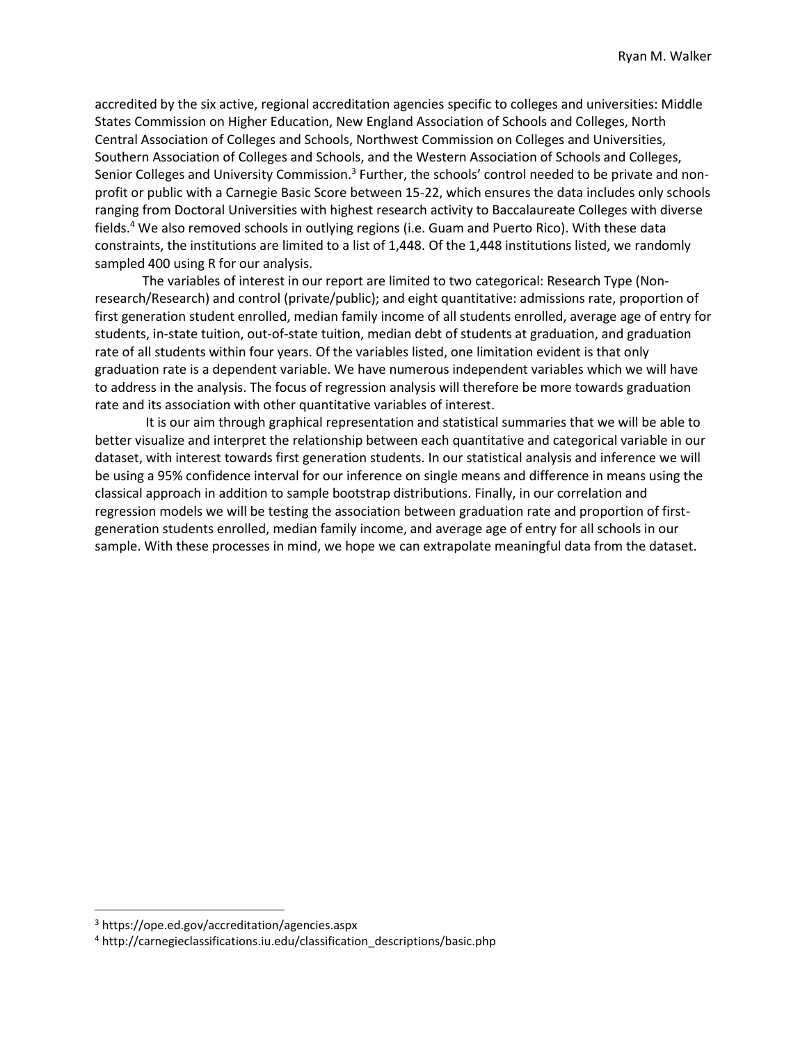accredited by the six active, regional accreditation agencies specific to colleges and universities: Middle States Commission on Higher Education, New England Association of Schools and Colleges, North Central Association of Colleges and Schools, Northwest Commission on Colleges and Universities, Southern Association of Colleges and Schools, and the Western Association of Schools and Colleges, Senior Colleges and University Commission.[3] Further, the schools' control needed to be private and non-profit or public with a Carnegie Basic Score between 15-22, which ensures the data includes only schools ranging from Doctoral Universities with highest research activity to Baccalaureate Colleges with diverse fields.[4] We also removed schools in outlying regions (i.e. Guam and Puerto Rico). With these data constraints, the institutions are limited to a list of 1,448. Of the 1,448 institutions listed, we randomly sampled 400 using R for our analysis.

The variables of interest in our report are limited to two categorical: Research Type (Non-research/Research) and control (private/public); and eight quantitative: admissions rate, proportion of first generation student enrolled, median family income of all students enrolled, average age of entry for students, in-state tuition, out-of-state tuition, median debt of students at graduation, and graduation rate of all students within four years. Of the variables listed, one limitation evident is that only graduation rate is a dependent variable. We have numerous independent variables which we will have to address in the analysis. The focus of regression analysis will therefore be more towards graduation rate and its association with other quantitative variables of interest.

It is our aim through graphical representation and statistical summaries that we will be able to better visualize and interpret the relationship between each quantitative and categorical variable in our dataset, with interest towards first generation students. In our statistical analysis and inference we will be using a 95% confidence interval for our inference on single means and difference in means using the classical approach in addition to sample bootstrap distributions. Finally, in our correlation and regression models we will be testing the association between graduation rate and proportion of first-generation students enrolled, median family income, and average age of entry for all schools in our sample. With these processes in mind, we hope we can extrapolate meaningful data from the dataset.

[3] https://ope.ed.gov/accreditation/agencies.aspx

[4] http://carnegieclassifications.iu.edu/classification_descriptions/basic.php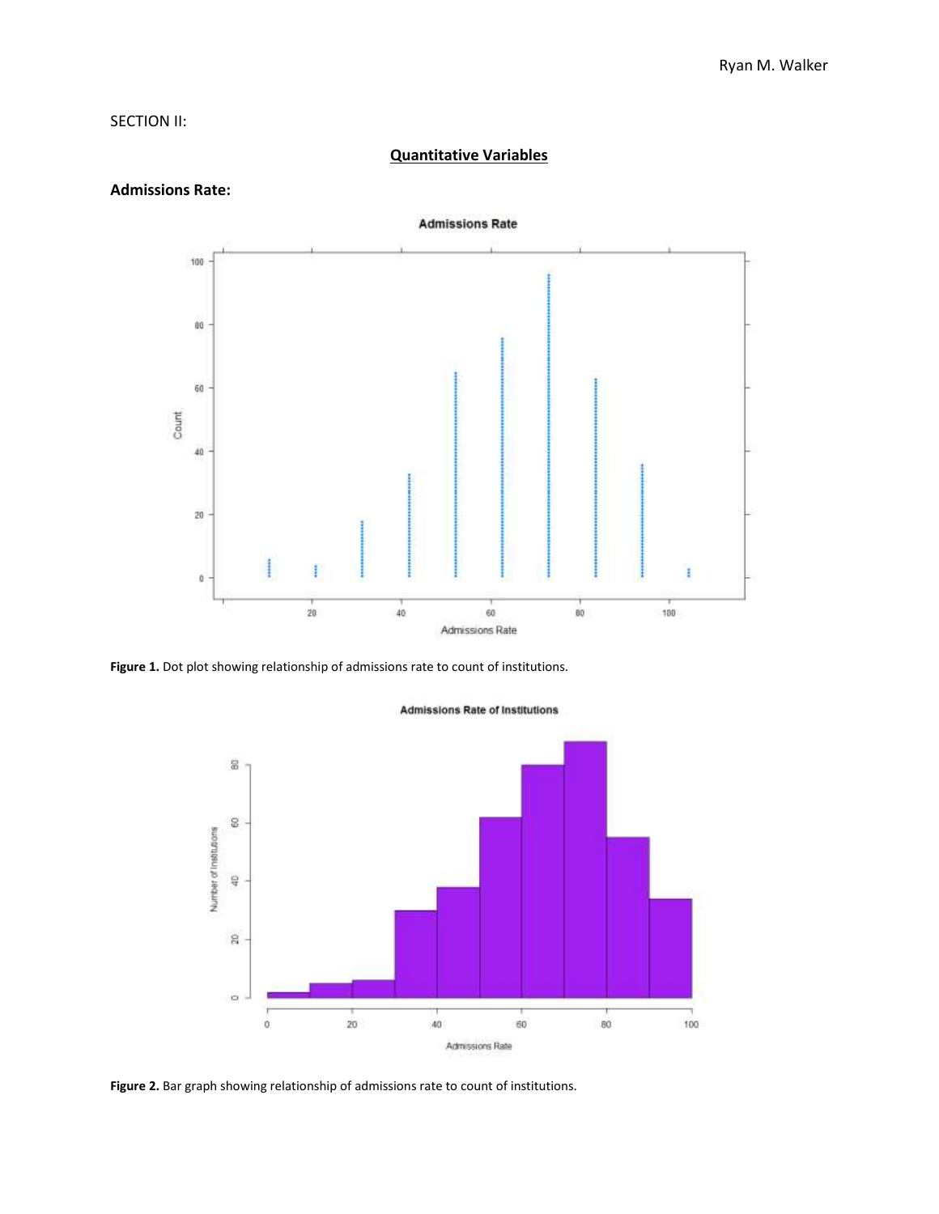SECTION II:

## Quantitative Variables

### Admissions Rate:

**Figure 1.** Dot plot showing relationship of admissions rate to count of institutions.

**Figure 2.** Bar graph showing relationship of admissions rate to count of institutions.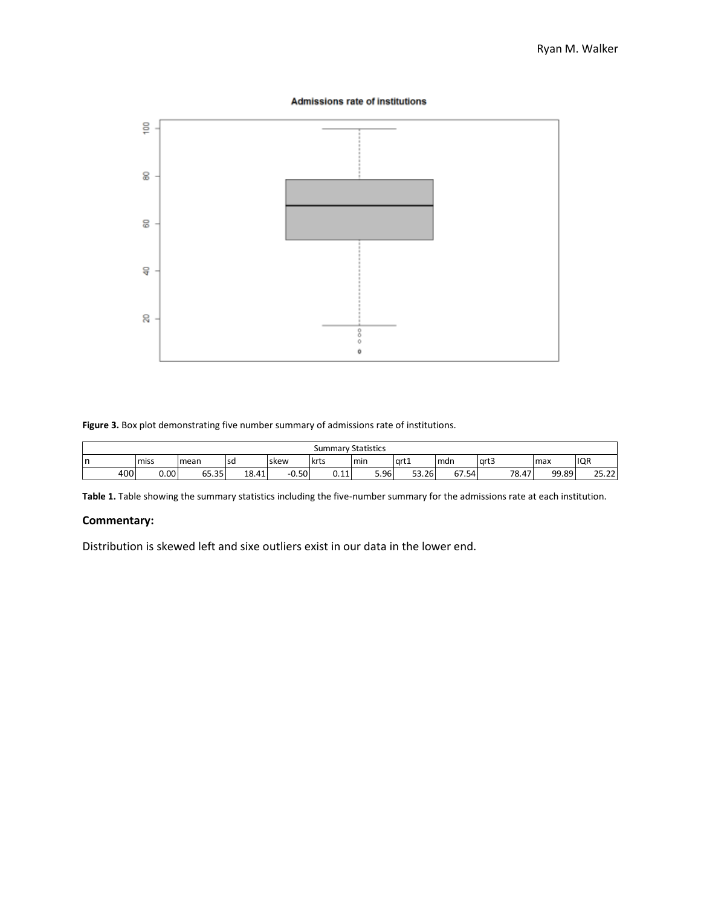**Figure 3.** Box plot demonstrating five number summary of admissions rate of institutions.

| Summary Statistics | | | | | | | | | | | |
|---|---|---|---|---|---|---|---|---|---|---|---|
| n | miss | mean | sd | skew | krts | min | qrt1 | mdn | qrt3 | max | IQR |
| 400 | 0.00 | 65.35 | 18.41 | -0.50 | 0.11 | 5.96 | 53.26 | 67.54 | 78.47 | 99.89 | 25.22 |

**Table 1.** Table showing the summary statistics including the five-number summary for the admissions rate at each institution.

### Commentary:

Distribution is skewed left and sixe outliers exist in our data in the lower end.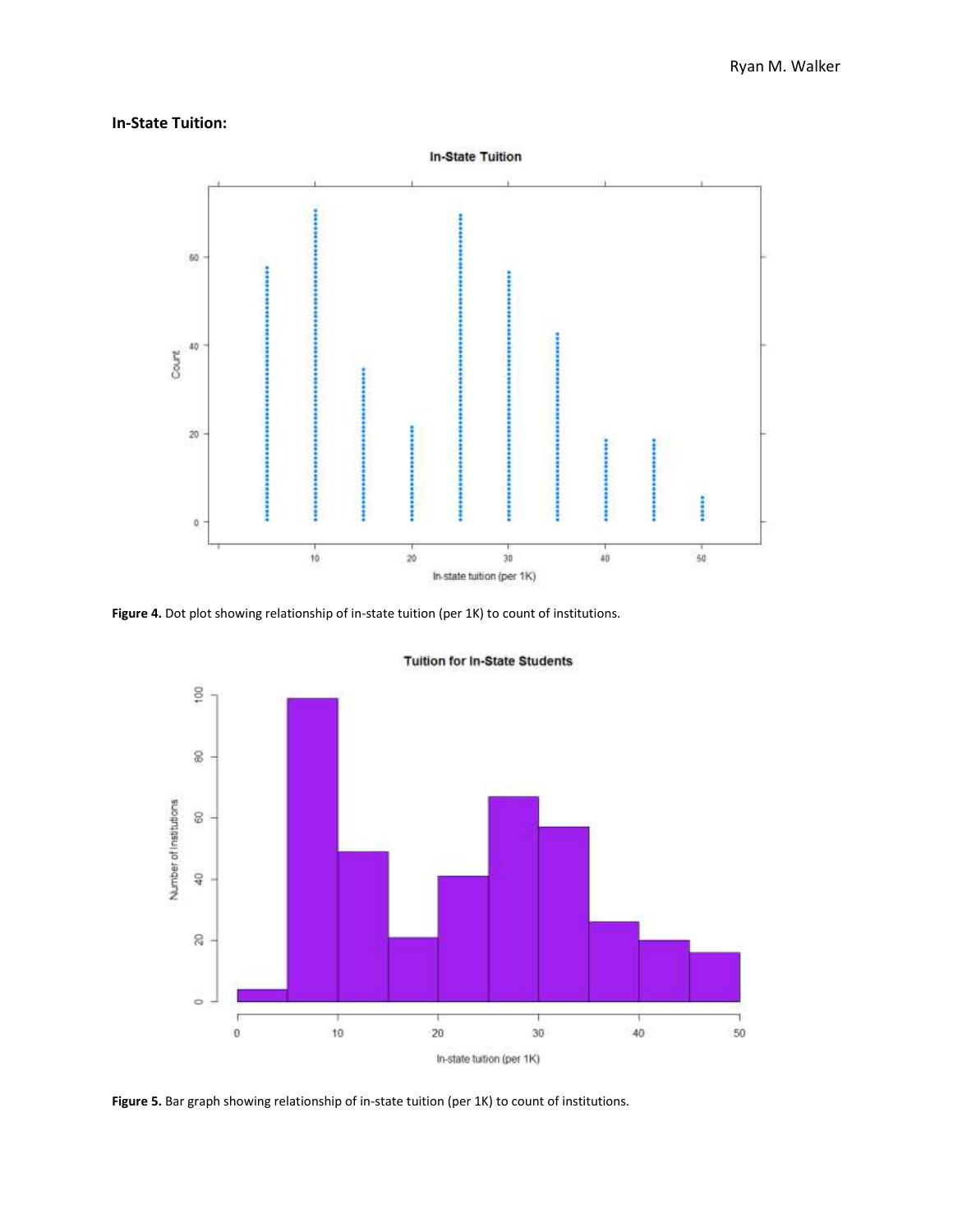**In-State Tuition:**

**Figure 4.** Dot plot showing relationship of in-state tuition (per 1K) to count of institutions.

**Figure 5.** Bar graph showing relationship of in-state tuition (per 1K) to count of institutions.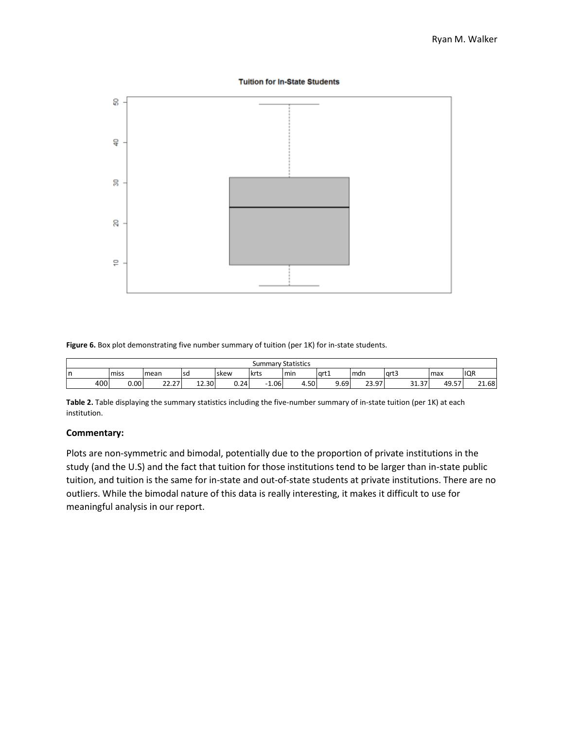**Figure 6.** Box plot demonstrating five number summary of tuition (per 1K) for in-state students.

| Summary Statistics | | | | | | | | | | | |
|---|---|---|---|---|---|---|---|---|---|---|---|
| n | miss | mean | sd | skew | krts | min | qrt1 | mdn | qrt3 | max | IQR |
| 400 | 0.00 | 22.27 | 12.30 | 0.24 | -1.06 | 4.50 | 9.69 | 23.97 | 31.37 | 49.57 | 21.68 |

**Table 2.** Table displaying the summary statistics including the five-number summary of in-state tuition (per 1K) at each institution.

### Commentary:

Plots are non-symmetric and bimodal, potentially due to the proportion of private institutions in the study (and the U.S) and the fact that tuition for those institutions tend to be larger than in-state public tuition, and tuition is the same for in-state and out-of-state students at private institutions. There are no outliers. While the bimodal nature of this data is really interesting, it makes it difficult to use for meaningful analysis in our report.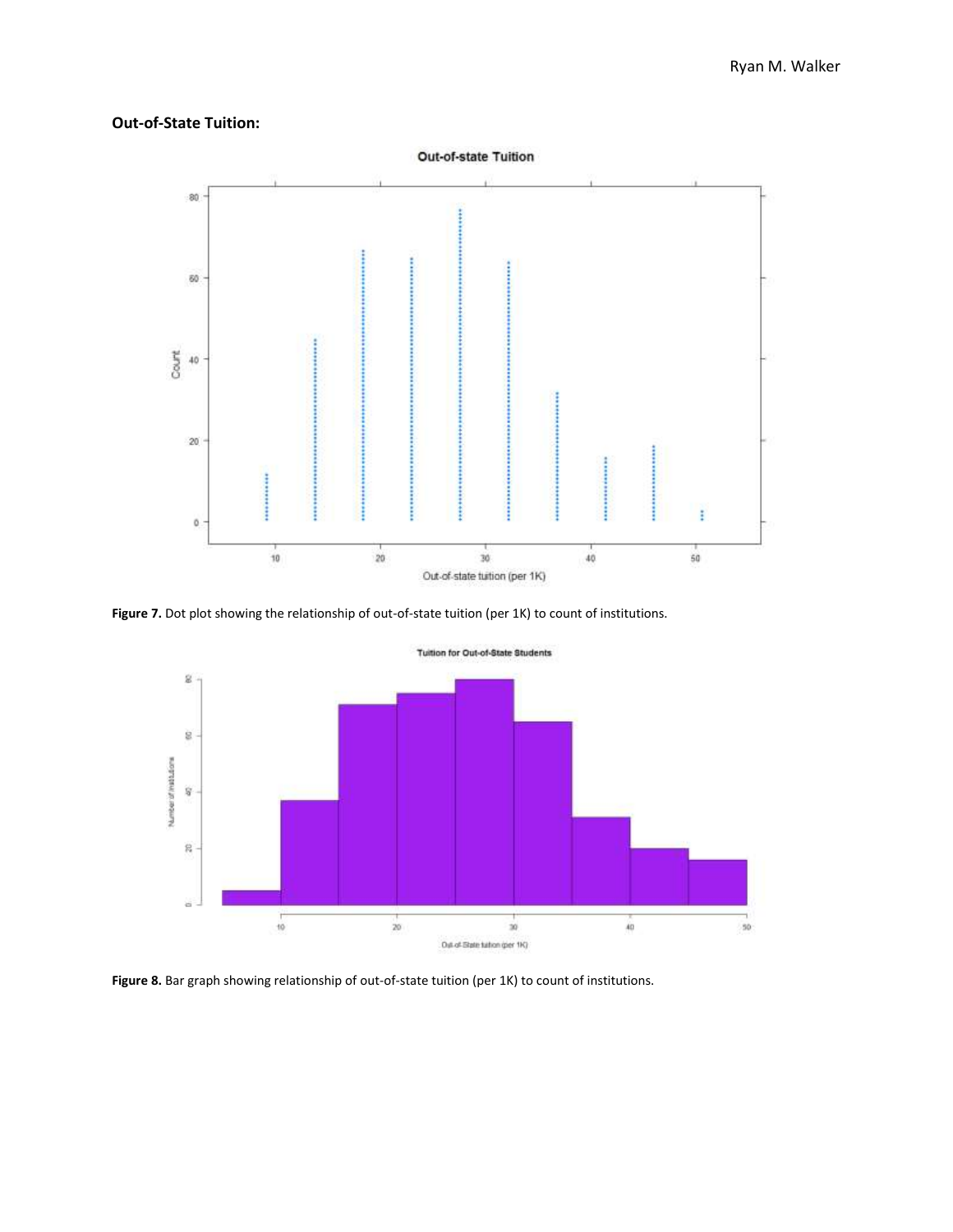**Out-of-State Tuition:**

**Figure 7.** Dot plot showing the relationship of out-of-state tuition (per 1K) to count of institutions.

**Figure 8.** Bar graph showing relationship of out-of-state tuition (per 1K) to count of institutions.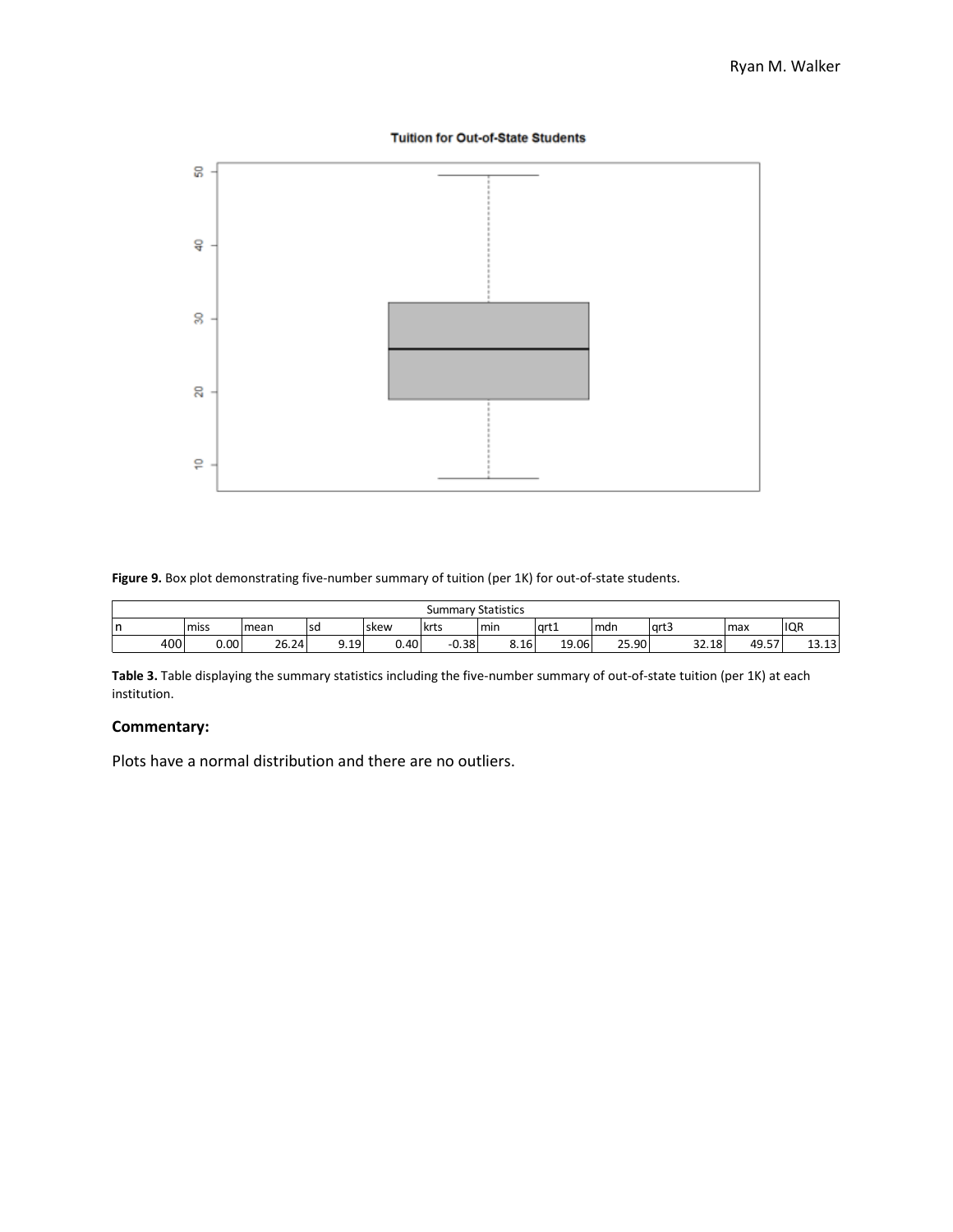**Figure 9.** Box plot demonstrating five-number summary of tuition (per 1K) for out-of-state students.

| Summary Statistics | | | | | | | | | | | |
|---|---|---|---|---|---|---|---|---|---|---|---|
| n | miss | mean | sd | skew | krts | min | qrt1 | mdn | qrt3 | max | IQR |
| 400 | 0.00 | 26.24 | 9.19 | 0.40 | -0.38 | 8.16 | 19.06 | 25.90 | 32.18 | 49.57 | 13.13 |

**Table 3.** Table displaying the summary statistics including the five-number summary of out-of-state tuition (per 1K) at each institution.

### Commentary:

Plots have a normal distribution and there are no outliers.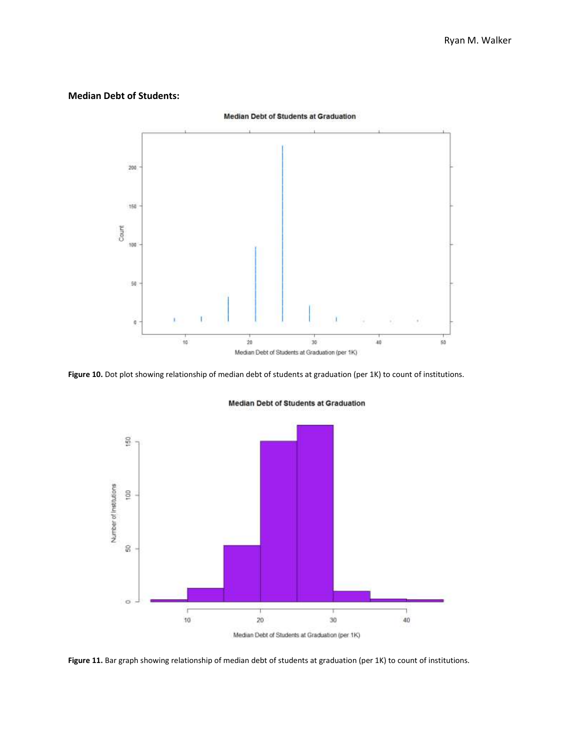**Median Debt of Students:**

**Figure 10.** Dot plot showing relationship of median debt of students at graduation (per 1K) to count of institutions.

**Figure 11.** Bar graph showing relationship of median debt of students at graduation (per 1K) to count of institutions.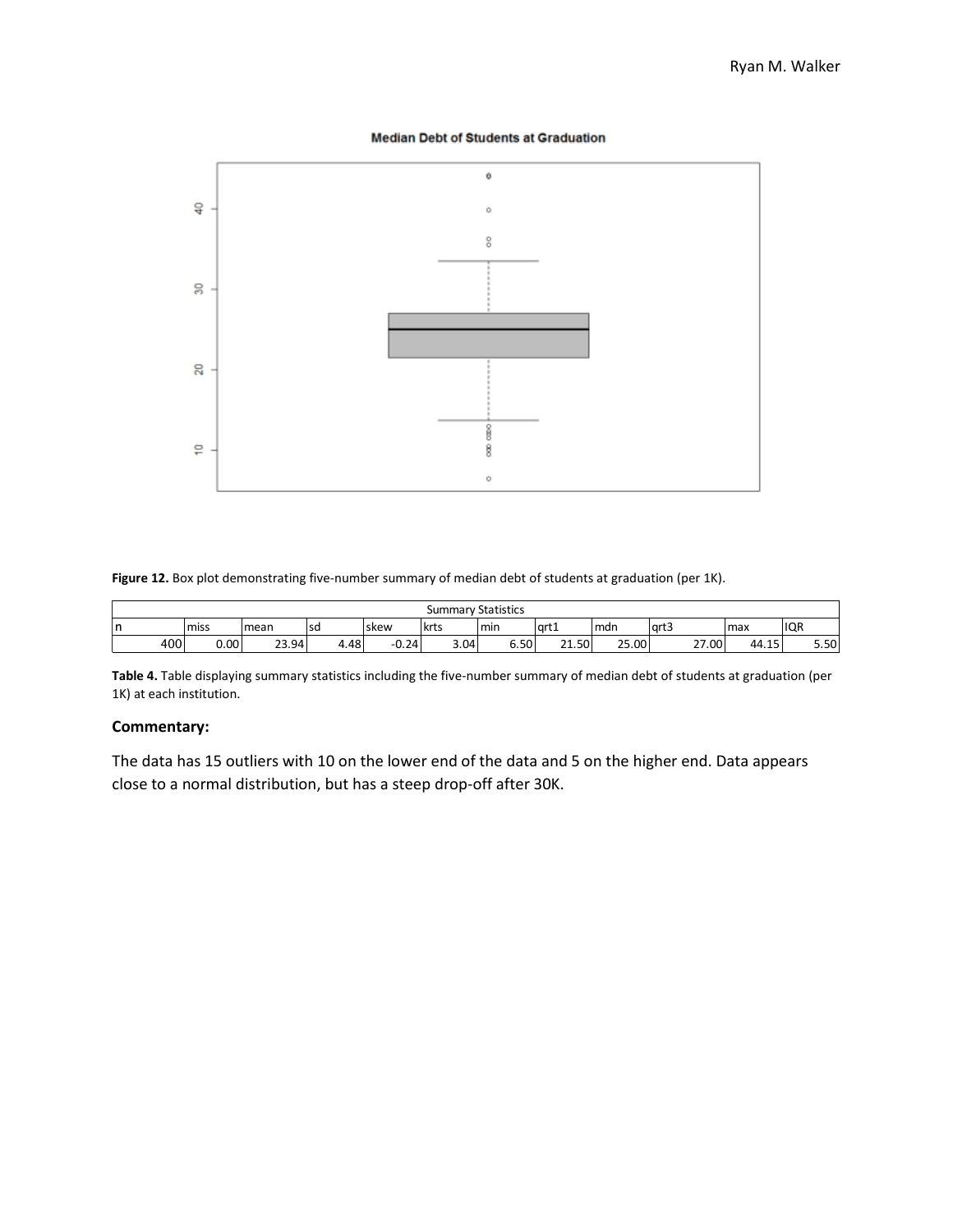**Figure 12.** Box plot demonstrating five-number summary of median debt of students at graduation (per 1K).

| Summary Statistics | | | | | | | | | | | |
|---|---|---|---|---|---|---|---|---|---|---|---|
| n | miss | mean | sd | skew | krts | min | qrt1 | mdn | qrt3 | max | IQR |
| 400 | 0.00 | 23.94 | 4.48 | -0.24 | 3.04 | 6.50 | 21.50 | 25.00 | 27.00 | 44.15 | 5.50 |

**Table 4.** Table displaying summary statistics including the five-number summary of median debt of students at graduation (per 1K) at each institution.

### Commentary:

The data has 15 outliers with 10 on the lower end of the data and 5 on the higher end. Data appears close to a normal distribution, but has a steep drop-off after 30K.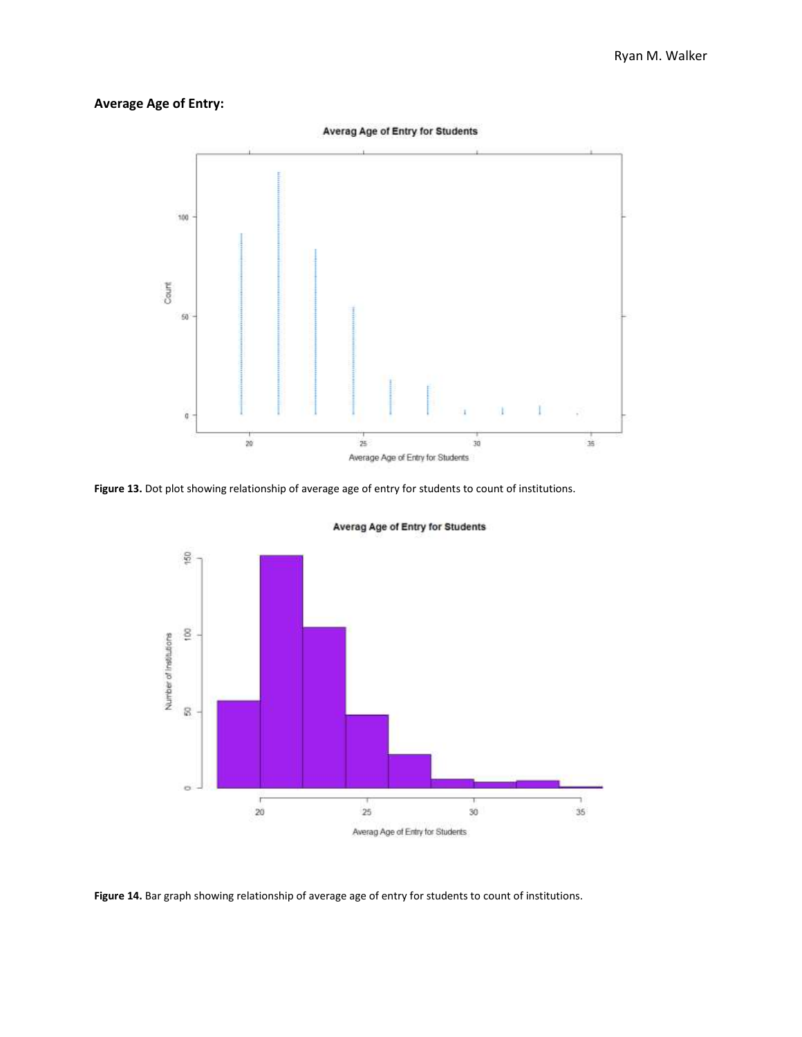**Average Age of Entry:**

**Figure 13.** Dot plot showing relationship of average age of entry for students to count of institutions.

**Figure 14.** Bar graph showing relationship of average age of entry for students to count of institutions.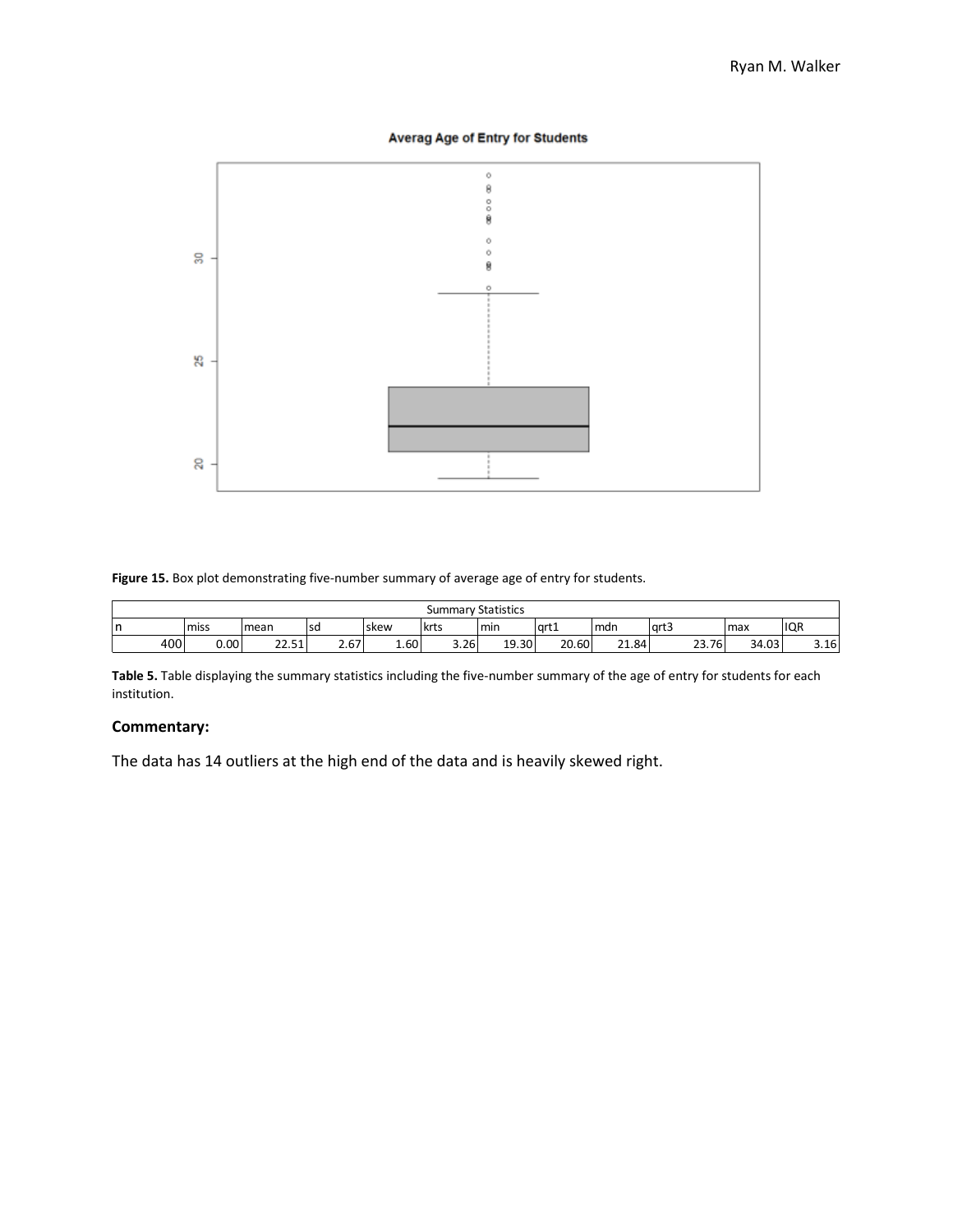**Figure 15.** Box plot demonstrating five-number summary of average age of entry for students.

| Summary Statistics | | | | | | | | | | | |
|---|---|---|---|---|---|---|---|---|---|---|---|
| n | miss | mean | sd | skew | krts | min | qrt1 | mdn | qrt3 | max | IQR |
| 400 | 0.00 | 22.51 | 2.67 | 1.60 | 3.26 | 19.30 | 20.60 | 21.84 | 23.76 | 34.03 | 3.16 |

**Table 5.** Table displaying the summary statistics including the five-number summary of the age of entry for students for each institution.

### Commentary:

The data has 14 outliers at the high end of the data and is heavily skewed right.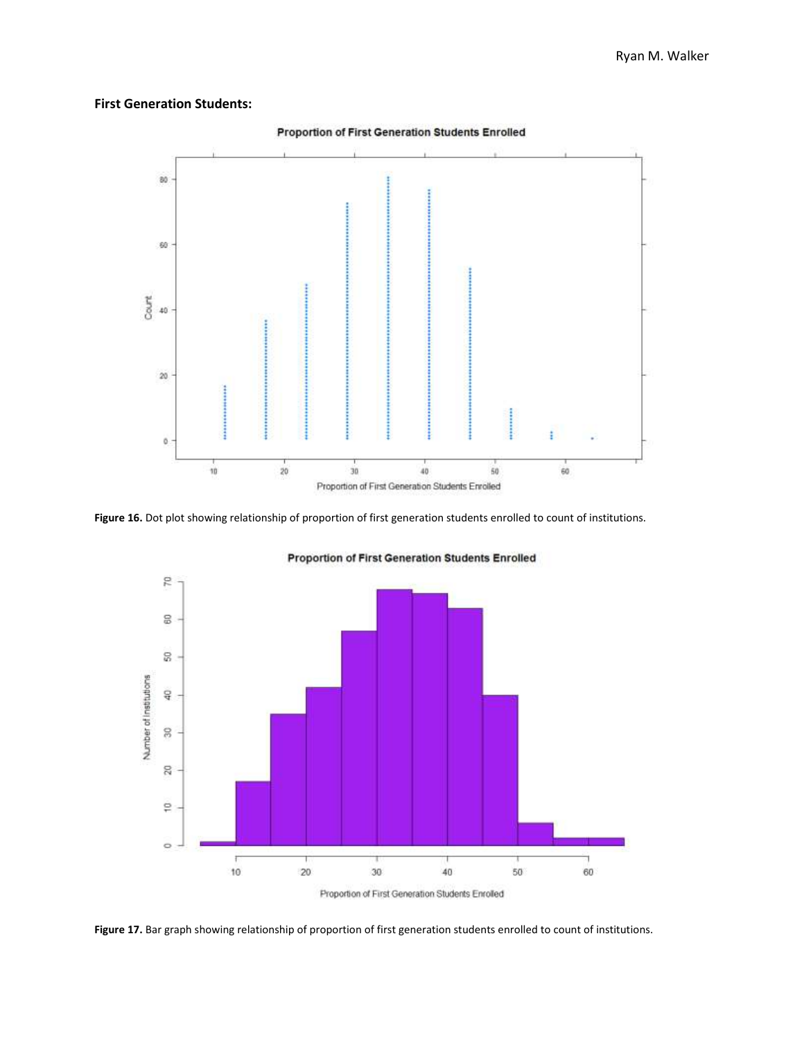**First Generation Students:**

**Figure 16.** Dot plot showing relationship of proportion of first generation students enrolled to count of institutions.

**Figure 17.** Bar graph showing relationship of proportion of first generation students enrolled to count of institutions.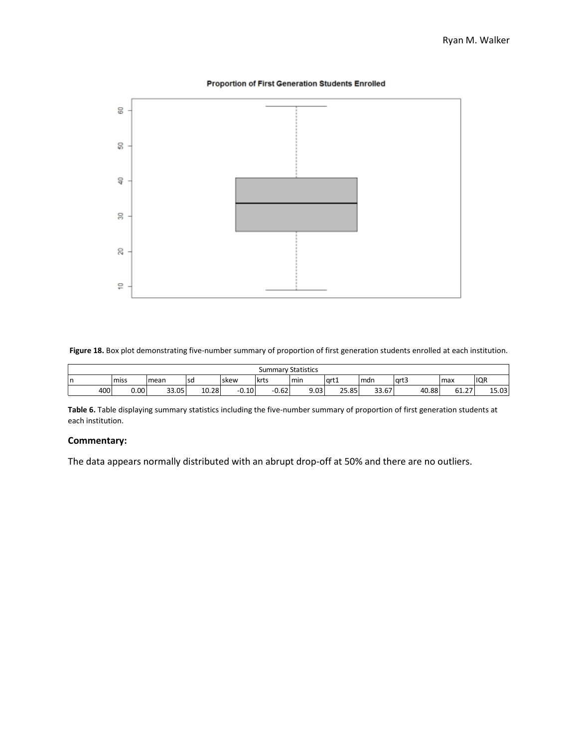Figure 18. Box plot demonstrating five-number summary of proportion of first generation students enrolled at each institution.

| Summary Statistics | | | | | | | | | | | |
|---|---|---|---|---|---|---|---|---|---|---|---|
| n | miss | mean | sd | skew | krts | min | qrt1 | mdn | qrt3 | max | IQR |
| 400 | 0.00 | 33.05 | 10.28 | -0.10 | -0.62 | 9.03 | 25.85 | 33.67 | 40.88 | 61.27 | 15.03 |

**Table 6.** Table displaying summary statistics including the five-number summary of proportion of first generation students at each institution.

### Commentary:

The data appears normally distributed with an abrupt drop-off at 50% and there are no outliers.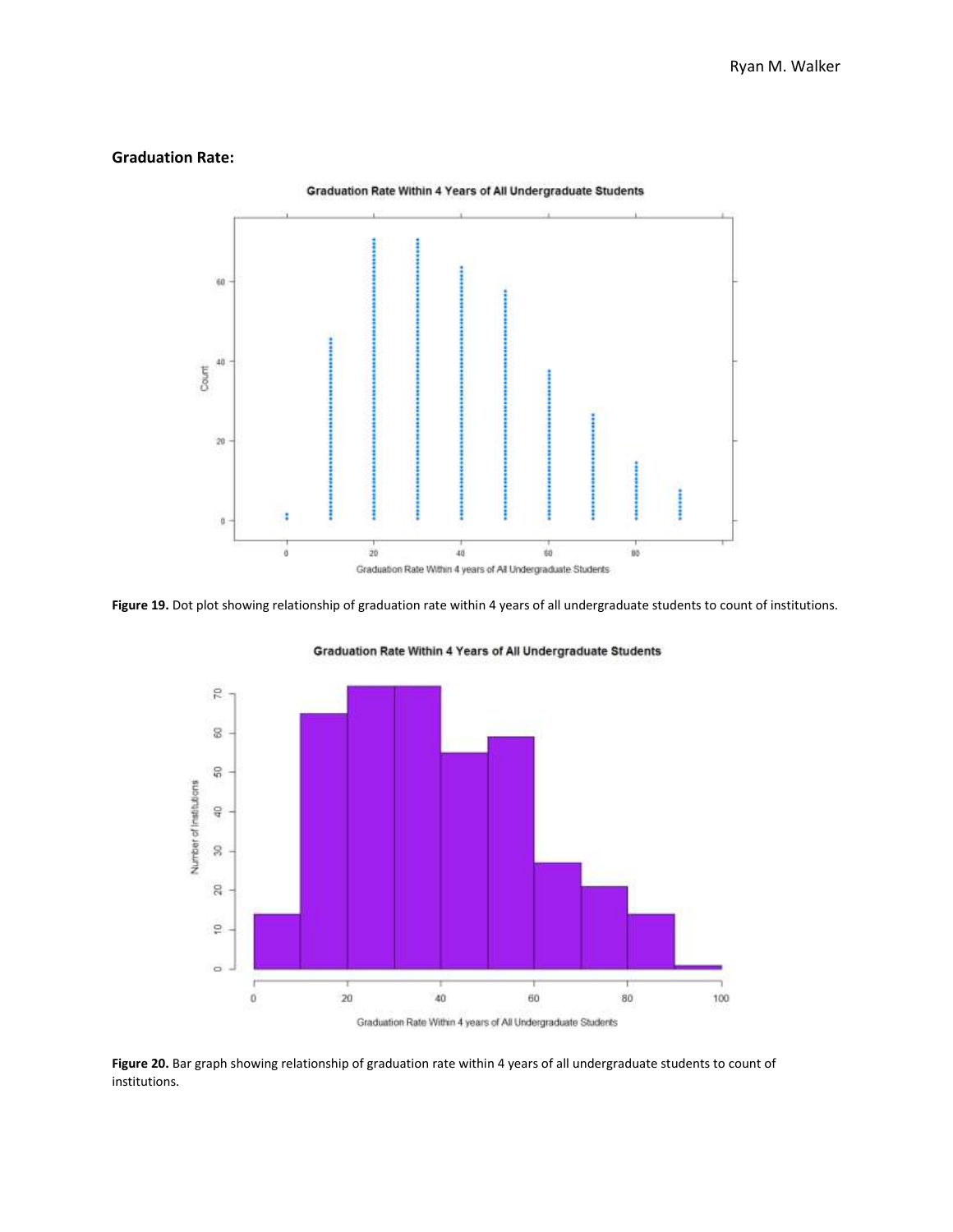**Graduation Rate:**

**Figure 19.** Dot plot showing relationship of graduation rate within 4 years of all undergraduate students to count of institutions.

**Figure 20.** Bar graph showing relationship of graduation rate within 4 years of all undergraduate students to count of institutions.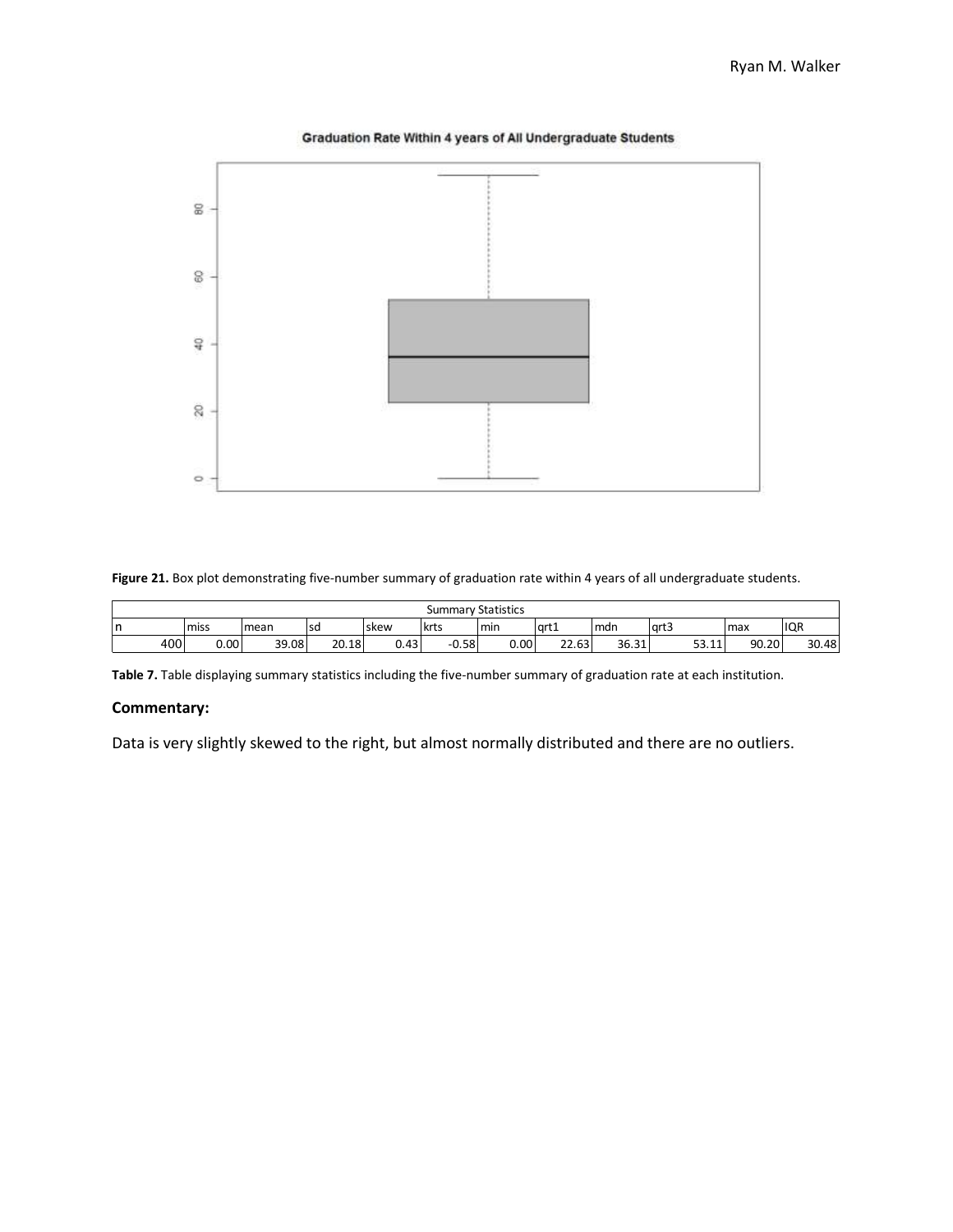Figure 21. Box plot demonstrating five-number summary of graduation rate within 4 years of all undergraduate students.

| Summary Statistics | | | | | | | | | | | |
|---|---|---|---|---|---|---|---|---|---|---|---|
| n | miss | mean | sd | skew | krts | min | qrt1 | mdn | qrt3 | max | IQR |
| 400 | 0.00 | 39.08 | 20.18 | 0.43 | -0.58 | 0.00 | 22.63 | 36.31 | 53.11 | 90.20 | 30.48 |

**Table 7.** Table displaying summary statistics including the five-number summary of graduation rate at each institution.

### Commentary:

Data is very slightly skewed to the right, but almost normally distributed and there are no outliers.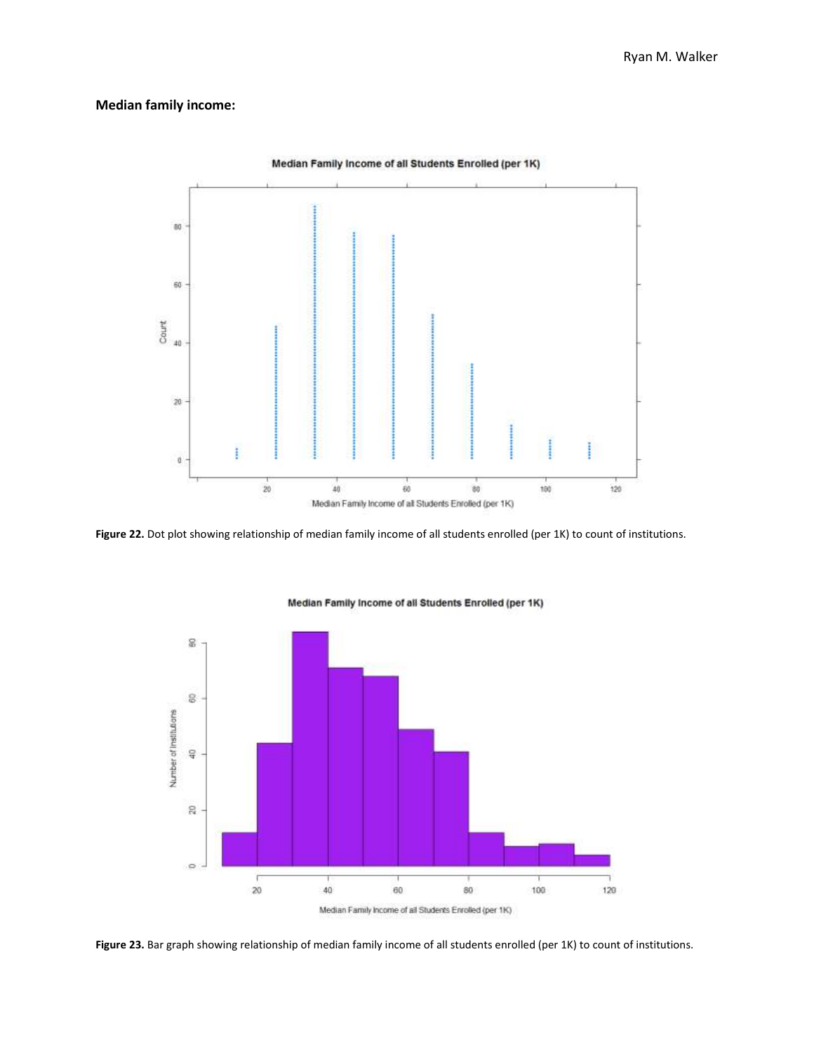## Median family income:

**Figure 22.** Dot plot showing relationship of median family income of all students enrolled (per 1K) to count of institutions.

**Figure 23.** Bar graph showing relationship of median family income of all students enrolled (per 1K) to count of institutions.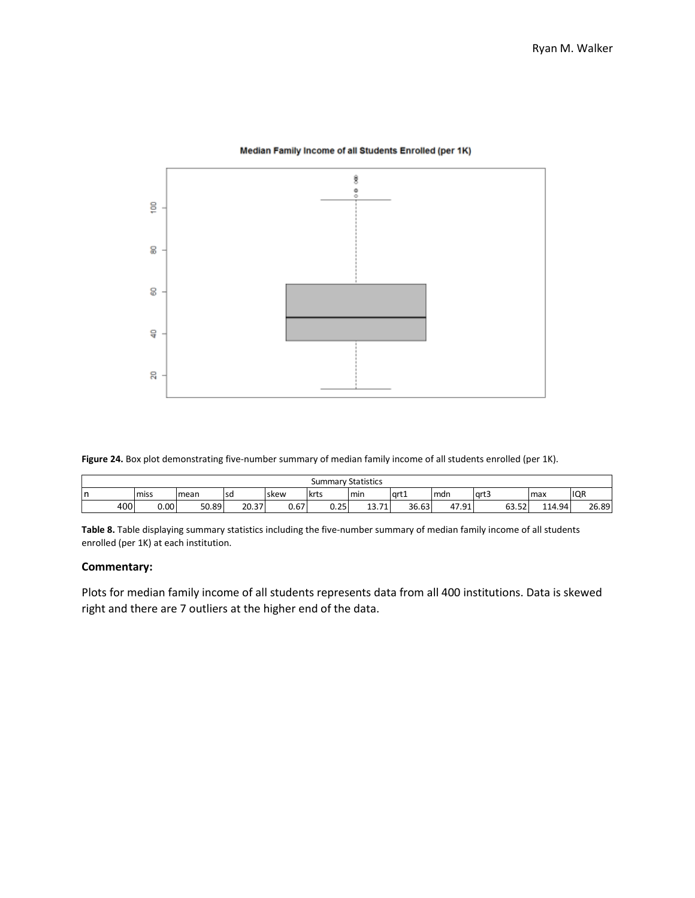**Figure 24.** Box plot demonstrating five-number summary of median family income of all students enrolled (per 1K).

| Summary Statistics | | | | | | | | | | | |
|---|---|---|---|---|---|---|---|---|---|---|---|
| n | miss | mean | sd | skew | krts | min | qrt1 | mdn | qrt3 | max | IQR |
| 400 | 0.00 | 50.89 | 20.37 | 0.67 | 0.25 | 13.71 | 36.63 | 47.91 | 63.52 | 114.94 | 26.89 |

**Table 8.** Table displaying summary statistics including the five-number summary of median family income of all students enrolled (per 1K) at each institution.

### Commentary:

Plots for median family income of all students represents data from all 400 institutions. Data is skewed right and there are 7 outliers at the higher end of the data.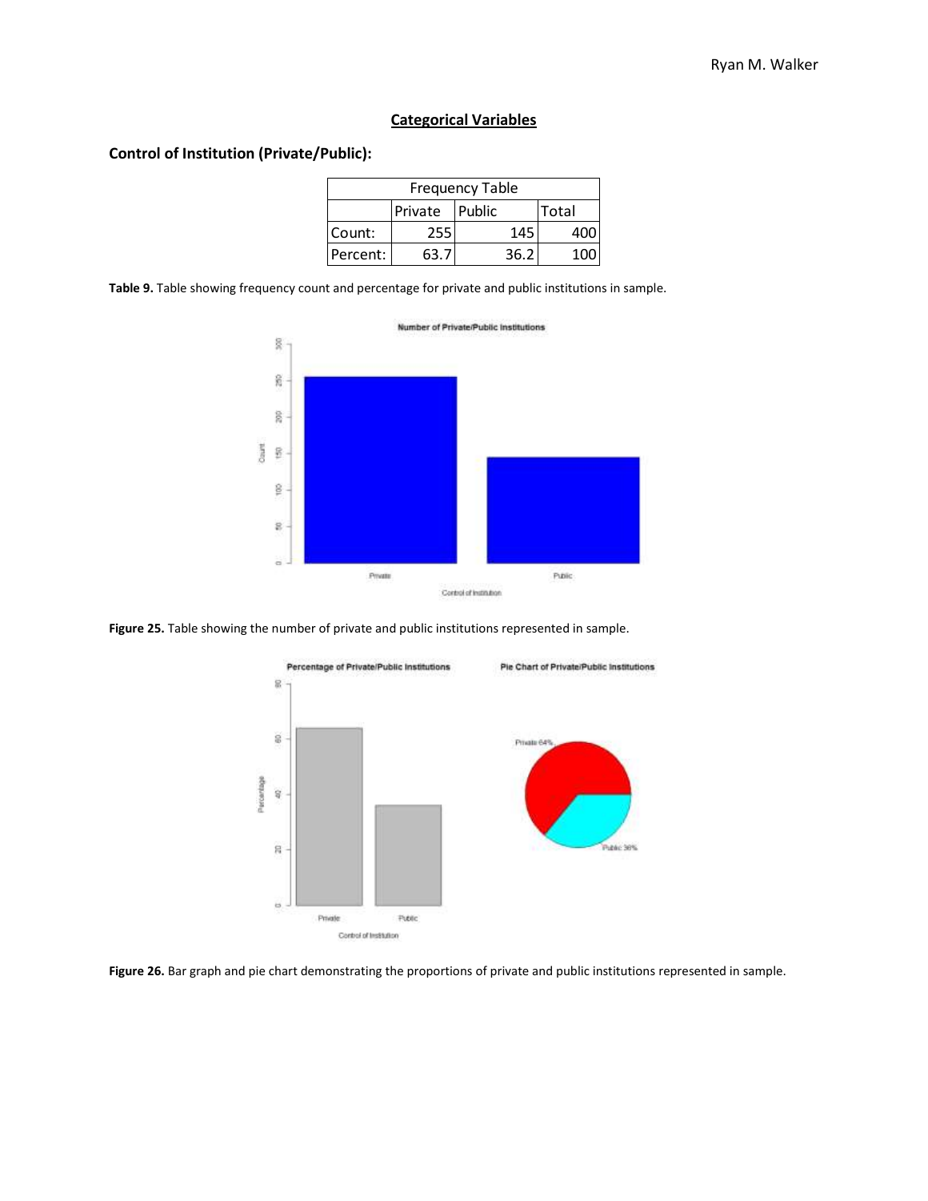## Categorical Variables

### Control of Institution (Private/Public):

| Frequency Table | | | |
|---|---|---|---|
| | Private | Public | Total |
| Count: | 255 | 145 | 400 |
| Percent: | 63.7 | 36.2 | 100 |

**Table 9.** Table showing frequency count and percentage for private and public institutions in sample.

**Figure 25.** Table showing the number of private and public institutions represented in sample.

**Figure 26.** Bar graph and pie chart demonstrating the proportions of private and public institutions represented in sample.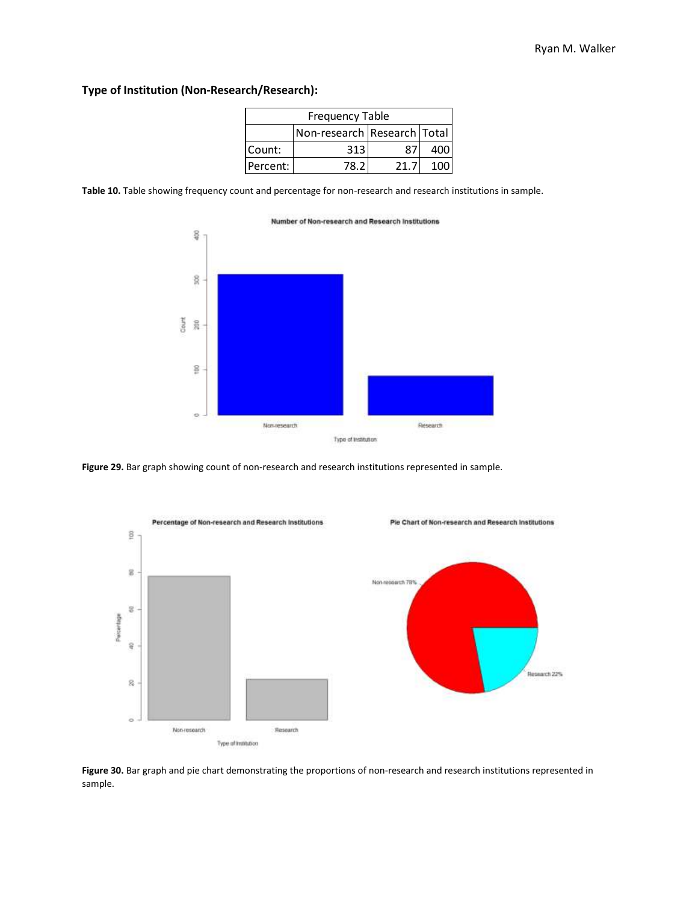**Type of Institution (Non-Research/Research):**

| Frequency Table | | | |
|---|---|---|---|
| | Non-research | Research | Total |
| Count: | 313 | 87 | 400 |
| Percent: | 78.2 | 21.7 | 100 |

**Table 10.** Table showing frequency count and percentage for non-research and research institutions in sample.

**Figure 29.** Bar graph showing count of non-research and research institutions represented in sample.

**Figure 30.** Bar graph and pie chart demonstrating the proportions of non-research and research institutions represented in sample.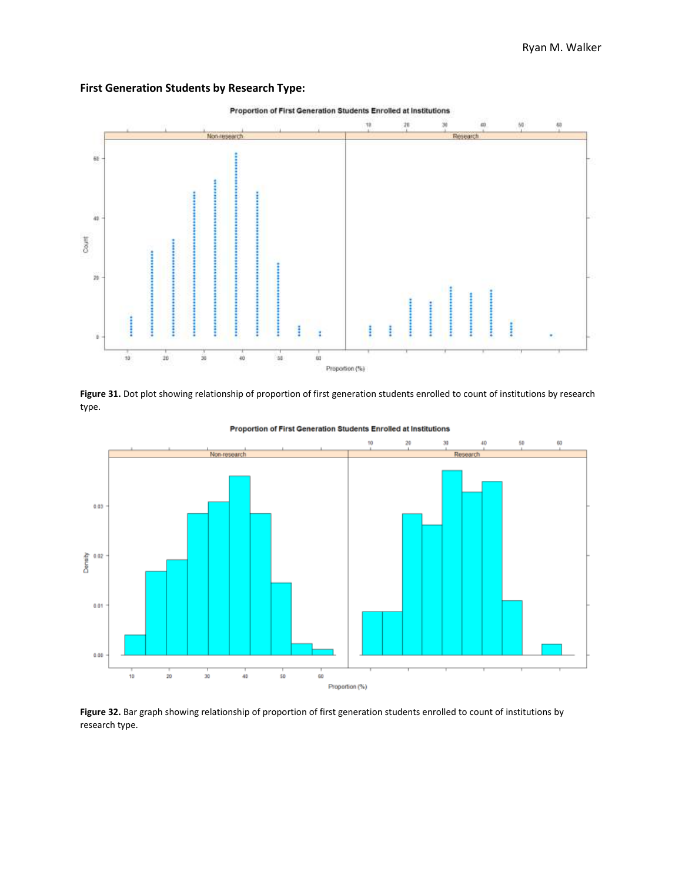### First Generation Students by Research Type:

**Figure 31.** Dot plot showing relationship of proportion of first generation students enrolled to count of institutions by research type.

**Figure 32.** Bar graph showing relationship of proportion of first generation students enrolled to count of institutions by research type.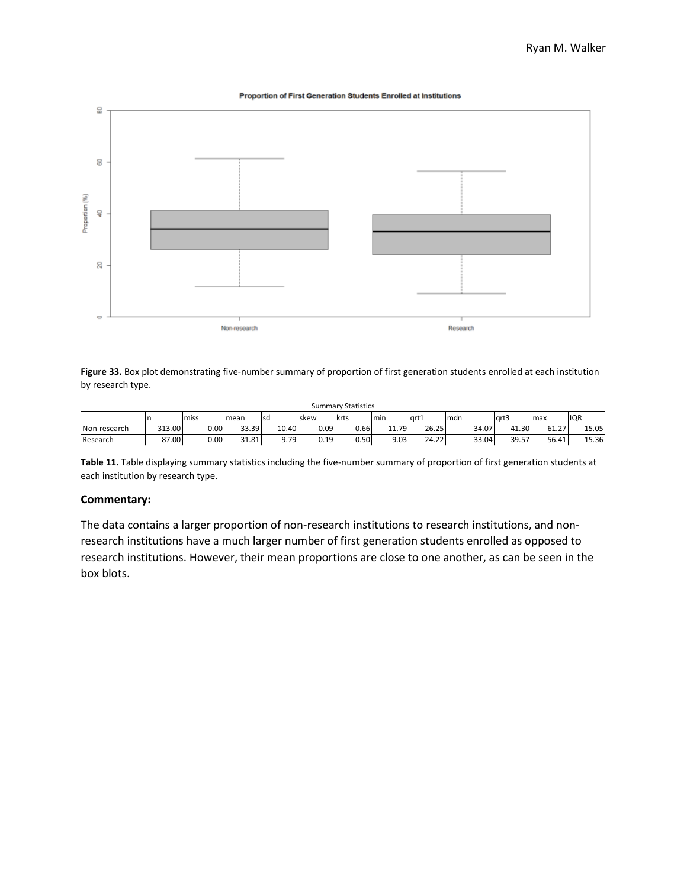**Figure 33.** Box plot demonstrating five-number summary of proportion of first generation students enrolled at each institution by research type.

| Summary Statistics | | | | | | | | | | | | |
|---|---|---|---|---|---|---|---|---|---|---|---|---|
| | n | miss | mean | sd | skew | krts | min | qrt1 | mdn | qrt3 | max | IQR |
| Non-research | 313.00 | 0.00 | 33.39 | 10.40 | -0.09 | -0.66 | 11.79 | 26.25 | 34.07 | 41.30 | 61.27 | 15.05 |
| Research | 87.00 | 0.00 | 31.81 | 9.79 | -0.19 | -0.50 | 9.03 | 24.22 | 33.04 | 39.57 | 56.41 | 15.36 |

**Table 11.** Table displaying summary statistics including the five-number summary of proportion of first generation students at each institution by research type.

**Commentary:**

The data contains a larger proportion of non-research institutions to research institutions, and non-research institutions have a much larger number of first generation students enrolled as opposed to research institutions. However, their mean proportions are close to one another, as can be seen in the box blots.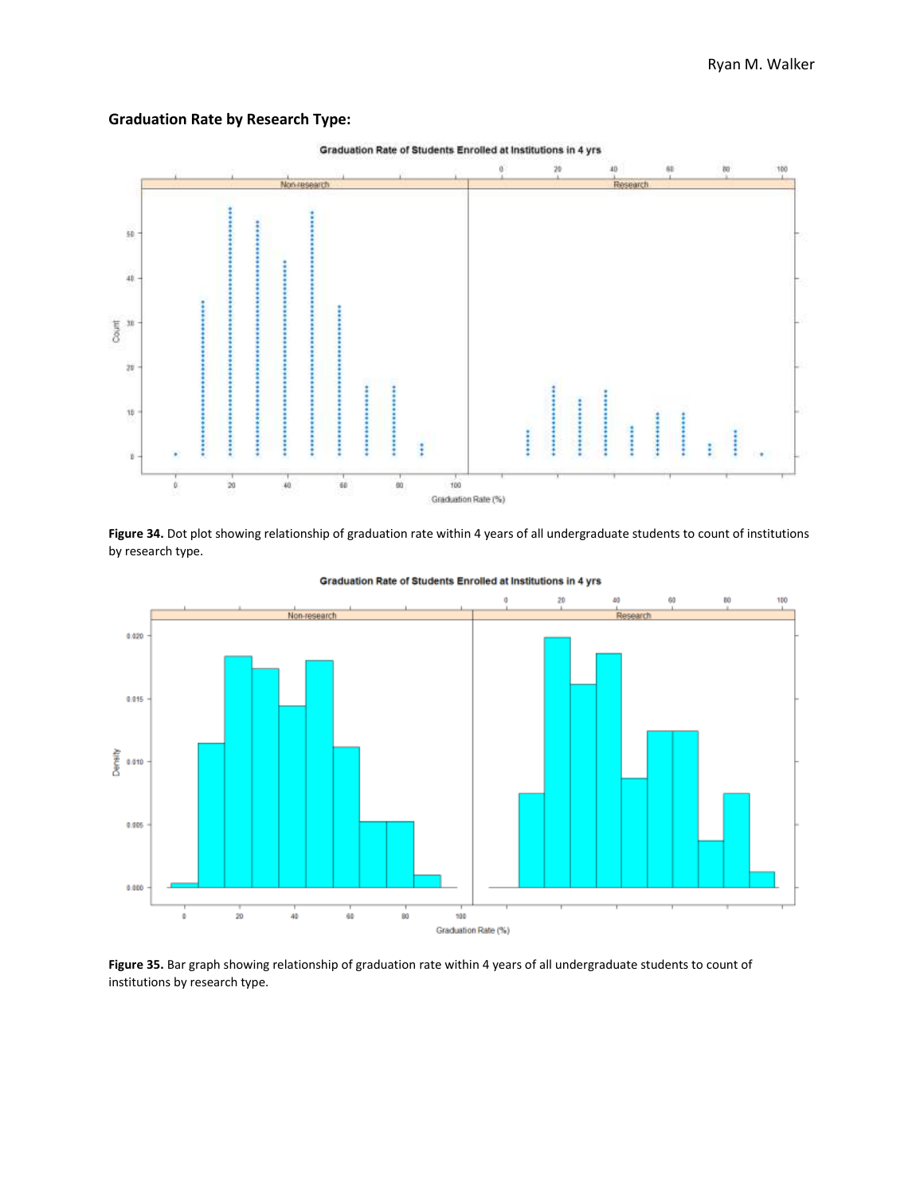**Graduation Rate by Research Type:**

**Figure 34.** Dot plot showing relationship of graduation rate within 4 years of all undergraduate students to count of institutions by research type.

**Figure 35.** Bar graph showing relationship of graduation rate within 4 years of all undergraduate students to count of institutions by research type.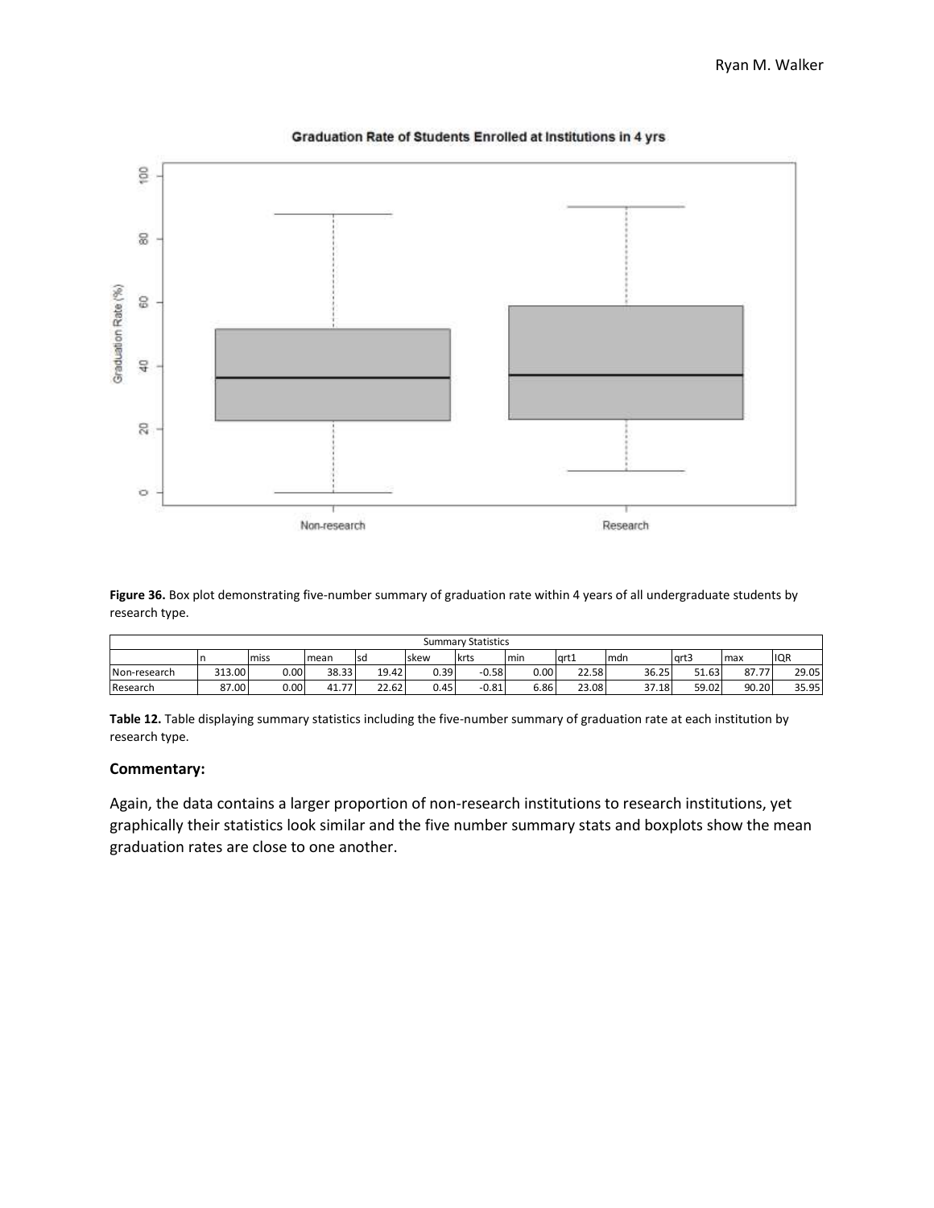**Figure 36.** Box plot demonstrating five-number summary of graduation rate within 4 years of all undergraduate students by research type.

| Summary Statistics | | | | | | | | | | | | |
|---|---|---|---|---|---|---|---|---|---|---|---|---|
| | n | miss | mean | sd | skew | krts | min | qrt1 | mdn | qrt3 | max | IQR |
| Non-research | 313.00 | 0.00 | 38.33 | 19.42 | 0.39 | -0.58 | 0.00 | 22.58 | 36.25 | 51.63 | 87.77 | 29.05 |
| Research | 87.00 | 0.00 | 41.77 | 22.62 | 0.45 | -0.81 | 6.86 | 23.08 | 37.18 | 59.02 | 90.20 | 35.95 |

**Table 12.** Table displaying summary statistics including the five-number summary of graduation rate at each institution by research type.

**Commentary:**

Again, the data contains a larger proportion of non-research institutions to research institutions, yet graphically their statistics look similar and the five number summary stats and boxplots show the mean graduation rates are close to one another.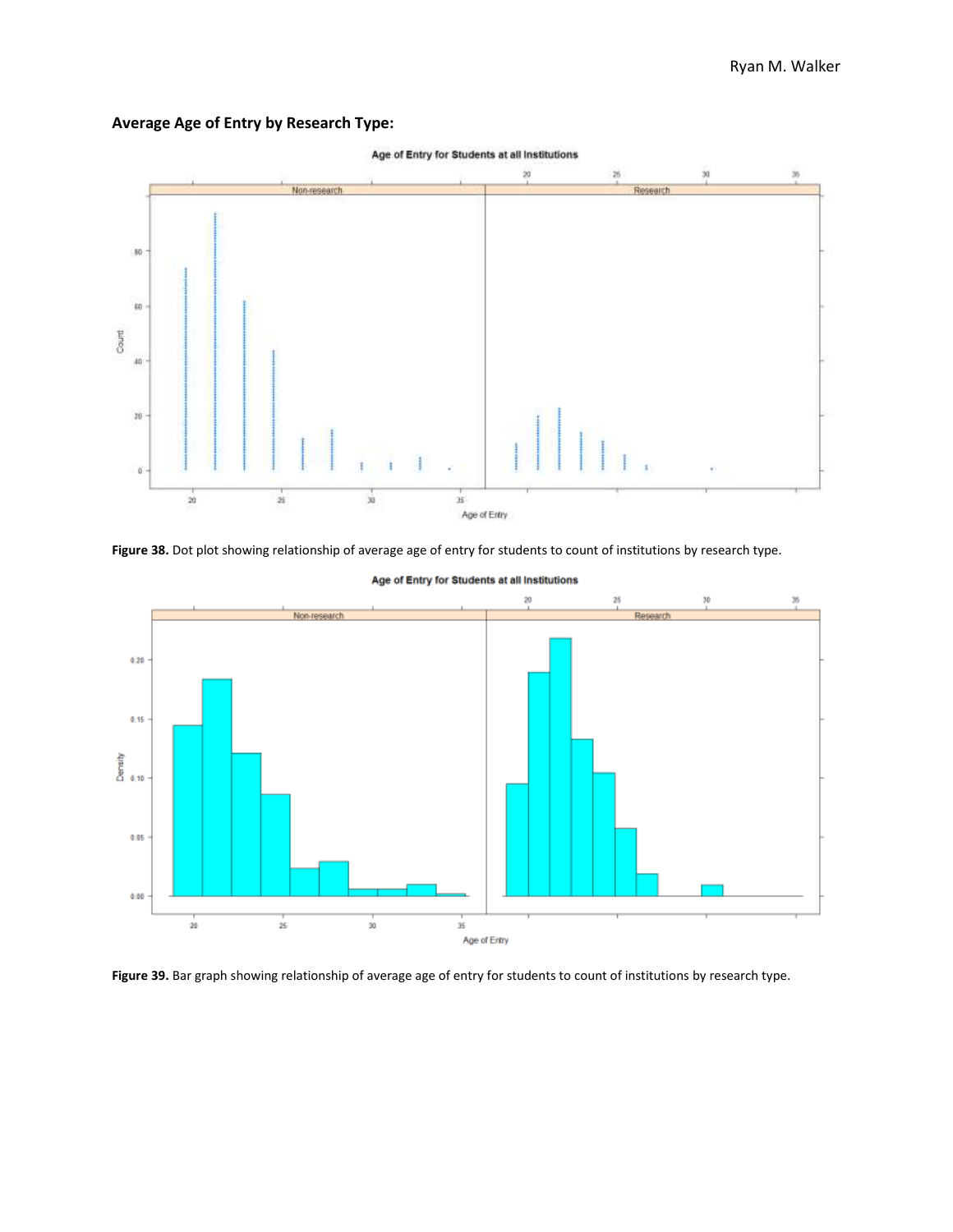**Average Age of Entry by Research Type:**

**Figure 38.** Dot plot showing relationship of average age of entry for students to count of institutions by research type.

**Figure 39.** Bar graph showing relationship of average age of entry for students to count of institutions by research type.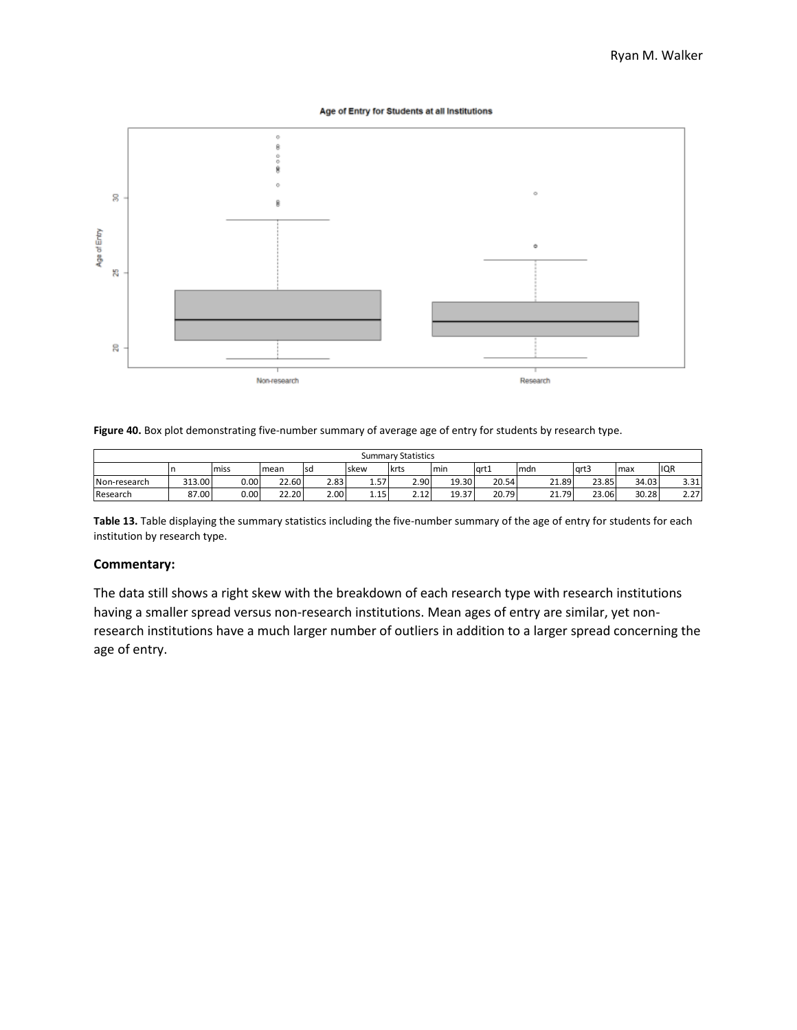Figure 40. Box plot demonstrating five-number summary of average age of entry for students by research type.

| Summary Statistics | | | | | | | | | | | | |
|---|---|---|---|---|---|---|---|---|---|---|---|---|
| | n | miss | mean | sd | skew | krts | min | qrt1 | mdn | qrt3 | max | IQR |
| Non-research | 313.00 | 0.00 | 22.60 | 2.83 | 1.57 | 2.90 | 19.30 | 20.54 | 21.89 | 23.85 | 34.03 | 3.31 |
| Research | 87.00 | 0.00 | 22.20 | 2.00 | 1.15 | 2.12 | 19.37 | 20.79 | 21.79 | 23.06 | 30.28 | 2.27 |

**Table 13.** Table displaying the summary statistics including the five-number summary of the age of entry for students for each institution by research type.

### Commentary:

The data still shows a right skew with the breakdown of each research type with research institutions having a smaller spread versus non-research institutions. Mean ages of entry are similar, yet non-research institutions have a much larger number of outliers in addition to a larger spread concerning the age of entry.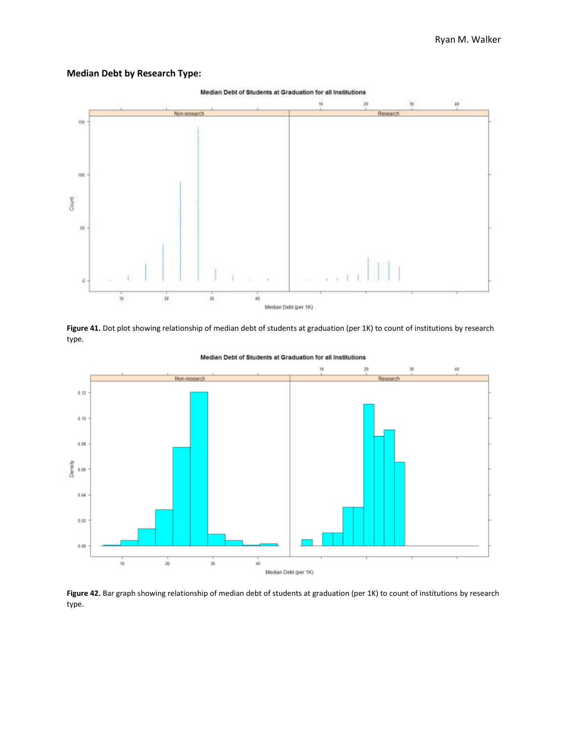**Median Debt by Research Type:**

**Figure 41.** Dot plot showing relationship of median debt of students at graduation (per 1K) to count of institutions by research type.

**Figure 42.** Bar graph showing relationship of median debt of students at graduation (per 1K) to count of institutions by research type.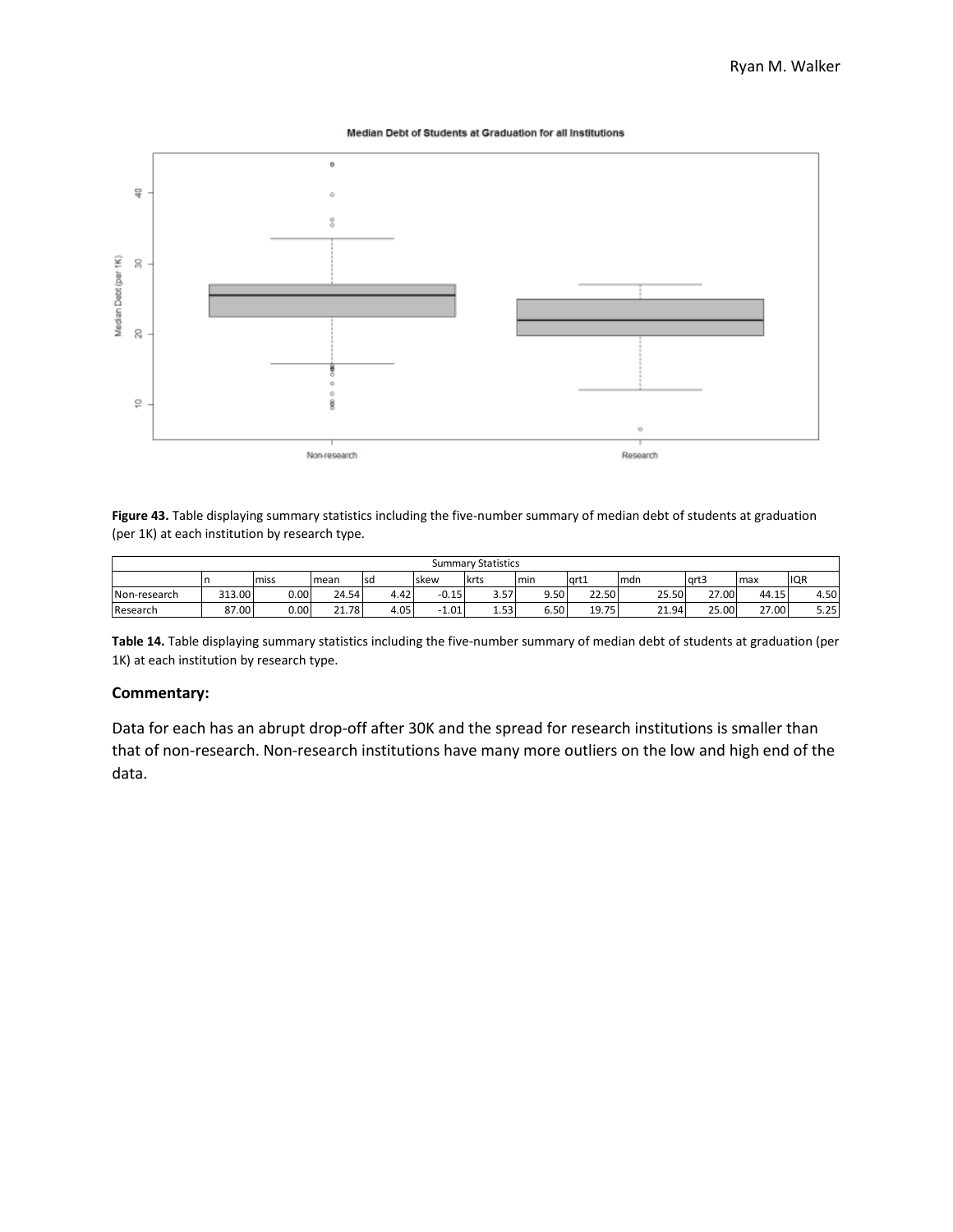**Figure 43.** Table displaying summary statistics including the five-number summary of median debt of students at graduation (per 1K) at each institution by research type.

| Summary Statistics | | | | | | | | | | | | |
|---|---|---|---|---|---|---|---|---|---|---|---|---|
| | n | miss | mean | sd | skew | krts | min | qrt1 | mdn | qrt3 | max | IQR |
| Non-research | 313.00 | 0.00 | 24.54 | 4.42 | -0.15 | 3.57 | 9.50 | 22.50 | 25.50 | 27.00 | 44.15 | 4.50 |
| Research | 87.00 | 0.00 | 21.78 | 4.05 | -1.01 | 1.53 | 6.50 | 19.75 | 21.94 | 25.00 | 27.00 | 5.25 |

**Table 14.** Table displaying summary statistics including the five-number summary of median debt of students at graduation (per 1K) at each institution by research type.

### Commentary:

Data for each has an abrupt drop-off after 30K and the spread for research institutions is smaller than that of non-research. Non-research institutions have many more outliers on the low and high end of the data.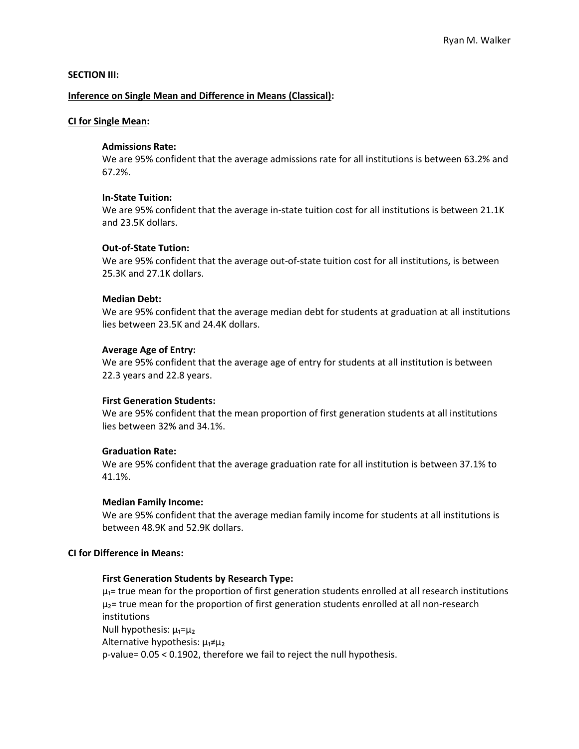**SECTION III:**

**Inference on Single Mean and Difference in Means (Classical):**

**CI for Single Mean:**

**Admissions Rate:**
We are 95% confident that the average admissions rate for all institutions is between 63.2% and 67.2%.

**In-State Tuition:**
We are 95% confident that the average in-state tuition cost for all institutions is between 21.1K and 23.5K dollars.

**Out-of-State Tution:**
We are 95% confident that the average out-of-state tuition cost for all institutions, is between 25.3K and 27.1K dollars.

**Median Debt:**
We are 95% confident that the average median debt for students at graduation at all institutions lies between 23.5K and 24.4K dollars.

**Average Age of Entry:**
We are 95% confident that the average age of entry for students at all institution is between 22.3 years and 22.8 years.

**First Generation Students:**
We are 95% confident that the mean proportion of first generation students at all institutions lies between 32% and 34.1%.

**Graduation Rate:**
We are 95% confident that the average graduation rate for all institution is between 37.1% to 41.1%.

**Median Family Income:**
We are 95% confident that the average median family income for students at all institutions is between 48.9K and 52.9K dollars.

**CI for Difference in Means:**

**First Generation Students by Research Type:**
$\mu_1$= true mean for the proportion of first generation students enrolled at all research institutions
$\mu_2$= true mean for the proportion of first generation students enrolled at all non-research institutions
Null hypothesis: $\mu_1=\mu_2$
Alternative hypothesis: $\mu_1 \neq \mu_2$
p-value= $0.05 < 0.1902$, therefore we fail to reject the null hypothesis.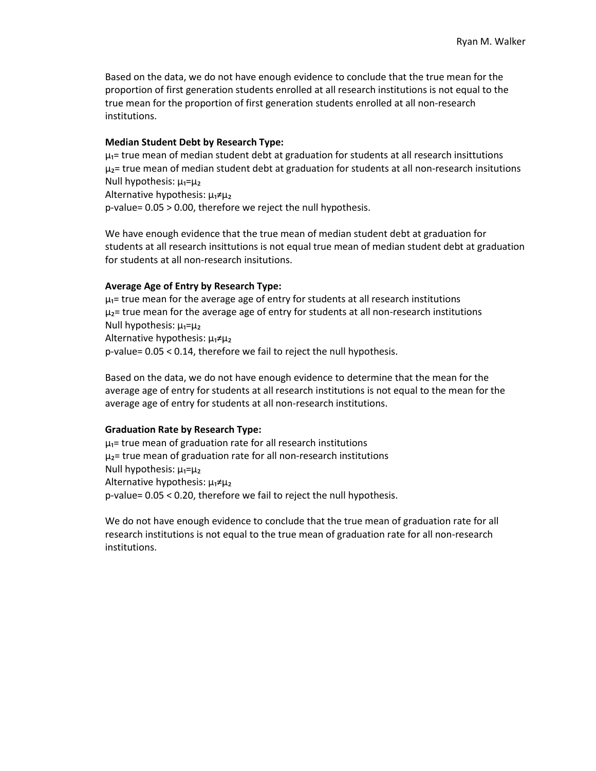Based on the data, we do not have enough evidence to conclude that the true mean for the proportion of first generation students enrolled at all research institutions is not equal to the true mean for the proportion of first generation students enrolled at all non-research institutions.

**Median Student Debt by Research Type:**

$\mu_1$= true mean of median student debt at graduation for students at all research insittutions
$\mu_2$= true mean of median student debt at graduation for students at all non-research insitutions
Null hypothesis: $\mu_1=\mu_2$
Alternative hypothesis: $\mu_1 \neq \mu_2$
p-value= $0.05 > 0.00$, therefore we reject the null hypothesis.

We have enough evidence that the true mean of median student debt at graduation for students at all research insittutions is not equal true mean of median student debt at graduation for students at all non-research insitutions.

**Average Age of Entry by Research Type:**

$\mu_1$= true mean for the average age of entry for students at all research institutions
$\mu_2$= true mean for the average age of entry for students at all non-research institutions
Null hypothesis: $\mu_1=\mu_2$
Alternative hypothesis: $\mu_1 \neq \mu_2$
p-value= $0.05 < 0.14$, therefore we fail to reject the null hypothesis.

Based on the data, we do not have enough evidence to determine that the mean for the average age of entry for students at all research institutions is not equal to the mean for the average age of entry for students at all non-research institutions.

**Graduation Rate by Research Type:**

$\mu_1$= true mean of graduation rate for all research institutions
$\mu_2$= true mean of graduation rate for all non-research institutions
Null hypothesis: $\mu_1=\mu_2$
Alternative hypothesis: $\mu_1 \neq \mu_2$
p-value= $0.05 < 0.20$, therefore we fail to reject the null hypothesis.

We do not have enough evidence to conclude that the true mean of graduation rate for all research institutions is not equal to the true mean of graduation rate for all non-research institutions.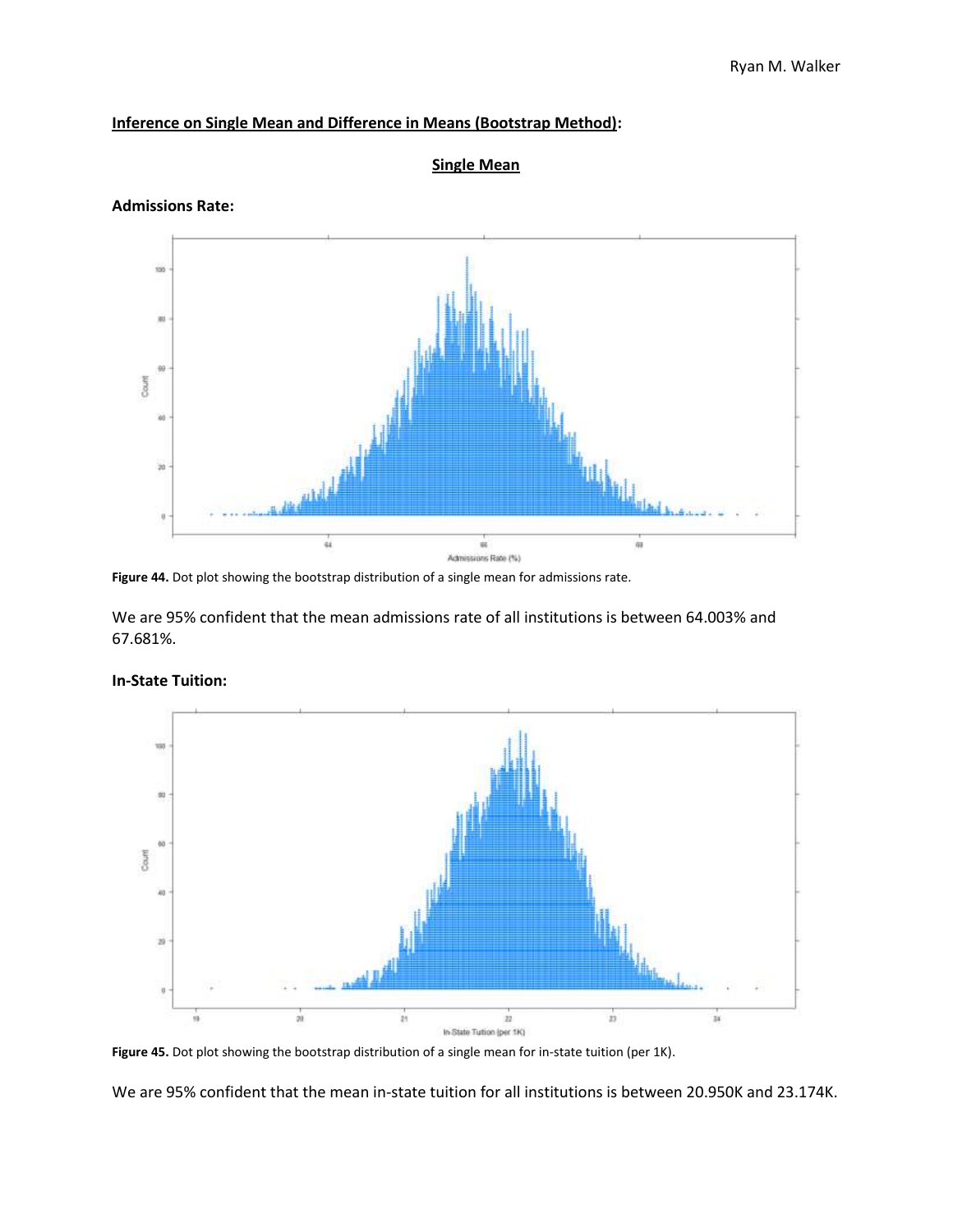## Inference on Single Mean and Difference in Means (Bootstrap Method):

### Single Mean

**Admissions Rate:**

**Figure 44.** Dot plot showing the bootstrap distribution of a single mean for admissions rate.

We are 95% confident that the mean admissions rate of all institutions is between 64.003% and 67.681%.

**In-State Tuition:**

**Figure 45.** Dot plot showing the bootstrap distribution of a single mean for in-state tuition (per 1K).

We are 95% confident that the mean in-state tuition for all institutions is between 20.950K and 23.174K.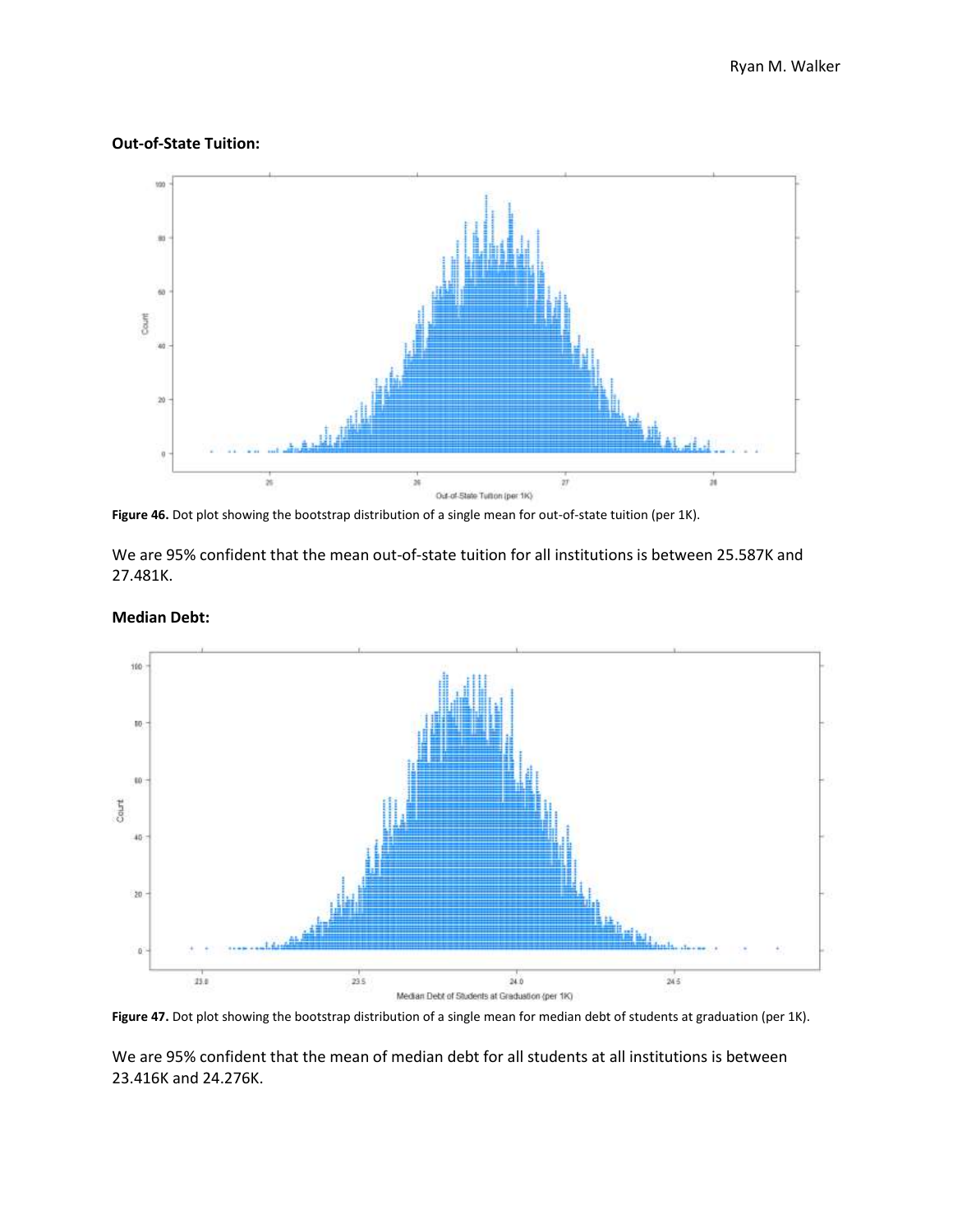**Out-of-State Tuition:**

**Figure 46.** Dot plot showing the bootstrap distribution of a single mean for out-of-state tuition (per 1K).

We are 95% confident that the mean out-of-state tuition for all institutions is between 25.587K and 27.481K.

**Median Debt:**

**Figure 47.** Dot plot showing the bootstrap distribution of a single mean for median debt of students at graduation (per 1K).

We are 95% confident that the mean of median debt for all students at all institutions is between 23.416K and 24.276K.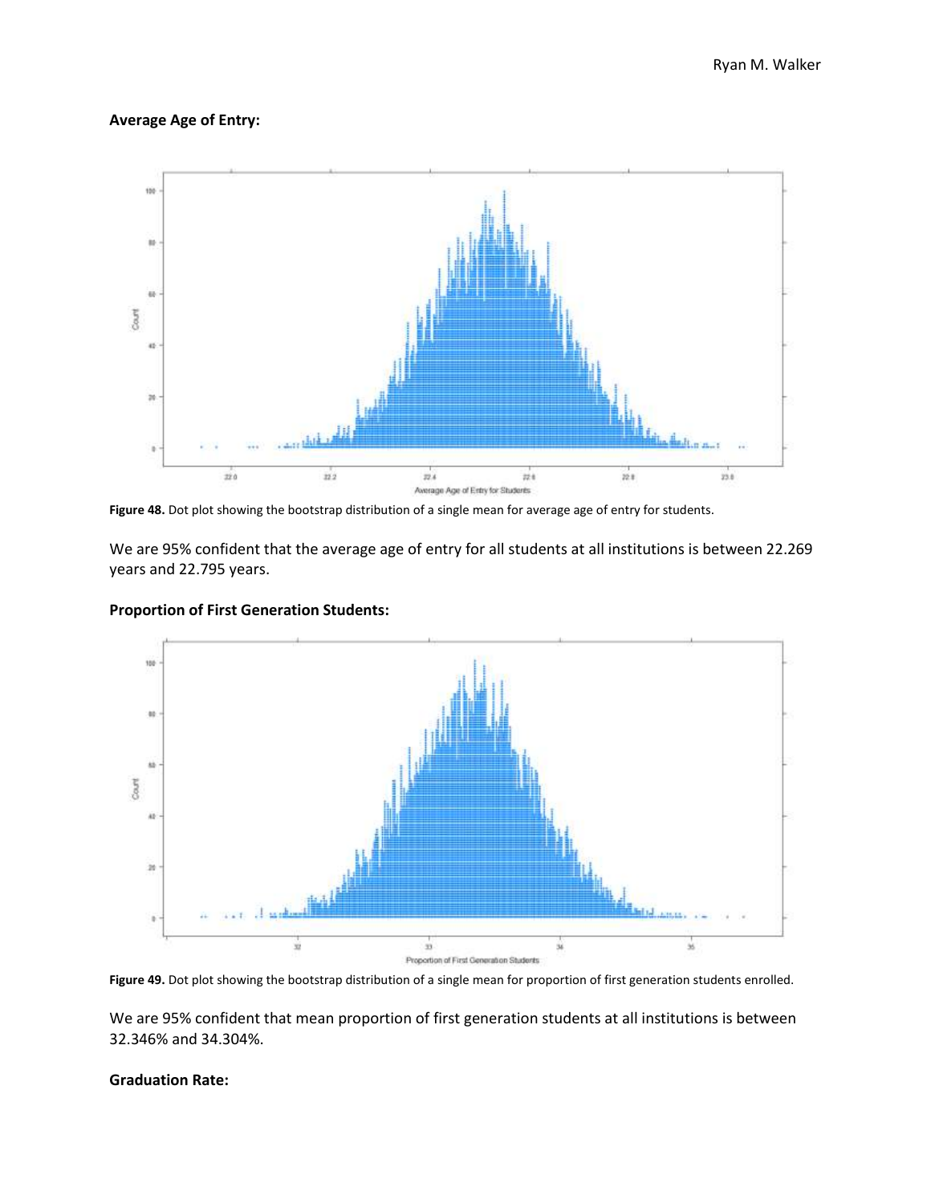**Average Age of Entry:**

**Figure 48.** Dot plot showing the bootstrap distribution of a single mean for average age of entry for students.

We are 95% confident that the average age of entry for all students at all institutions is between 22.269 years and 22.795 years.

**Proportion of First Generation Students:**

**Figure 49.** Dot plot showing the bootstrap distribution of a single mean for proportion of first generation students enrolled.

We are 95% confident that mean proportion of first generation students at all institutions is between 32.346% and 34.304%.

**Graduation Rate:**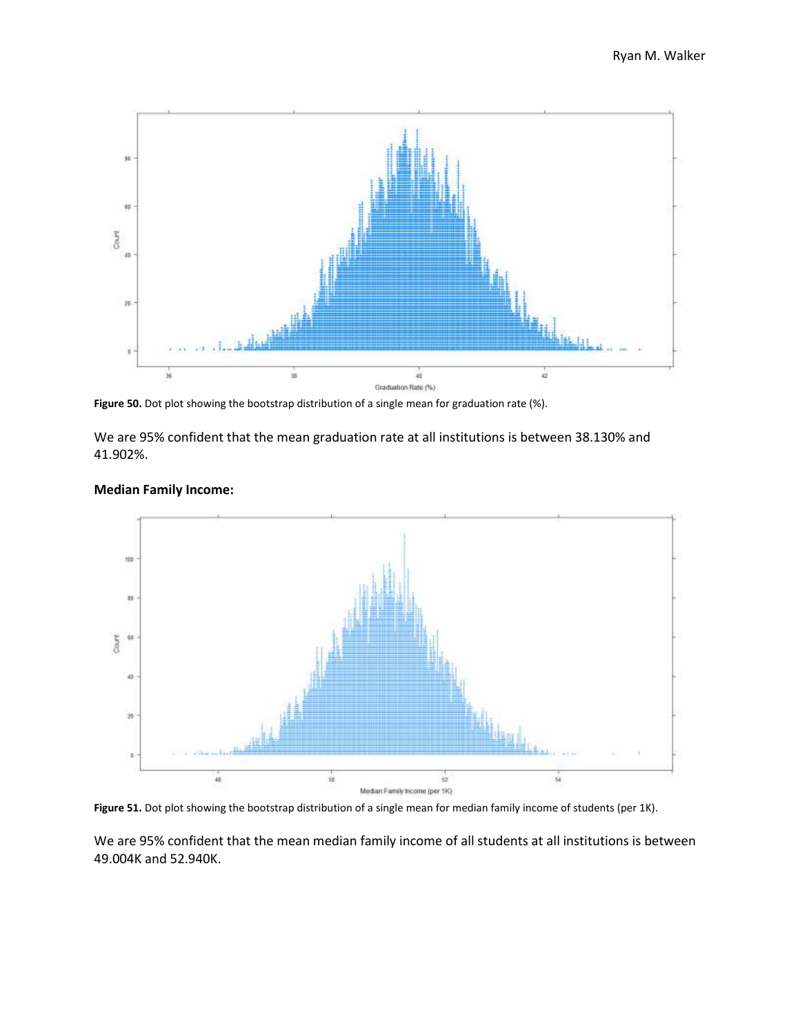**Figure 50.** Dot plot showing the bootstrap distribution of a single mean for graduation rate (%).

We are 95% confident that the mean graduation rate at all institutions is between 38.130% and 41.902%.

**Median Family Income:**

**Figure 51.** Dot plot showing the bootstrap distribution of a single mean for median family income of students (per 1K).

We are 95% confident that the mean median family income of all students at all institutions is between 49.004K and 52.940K.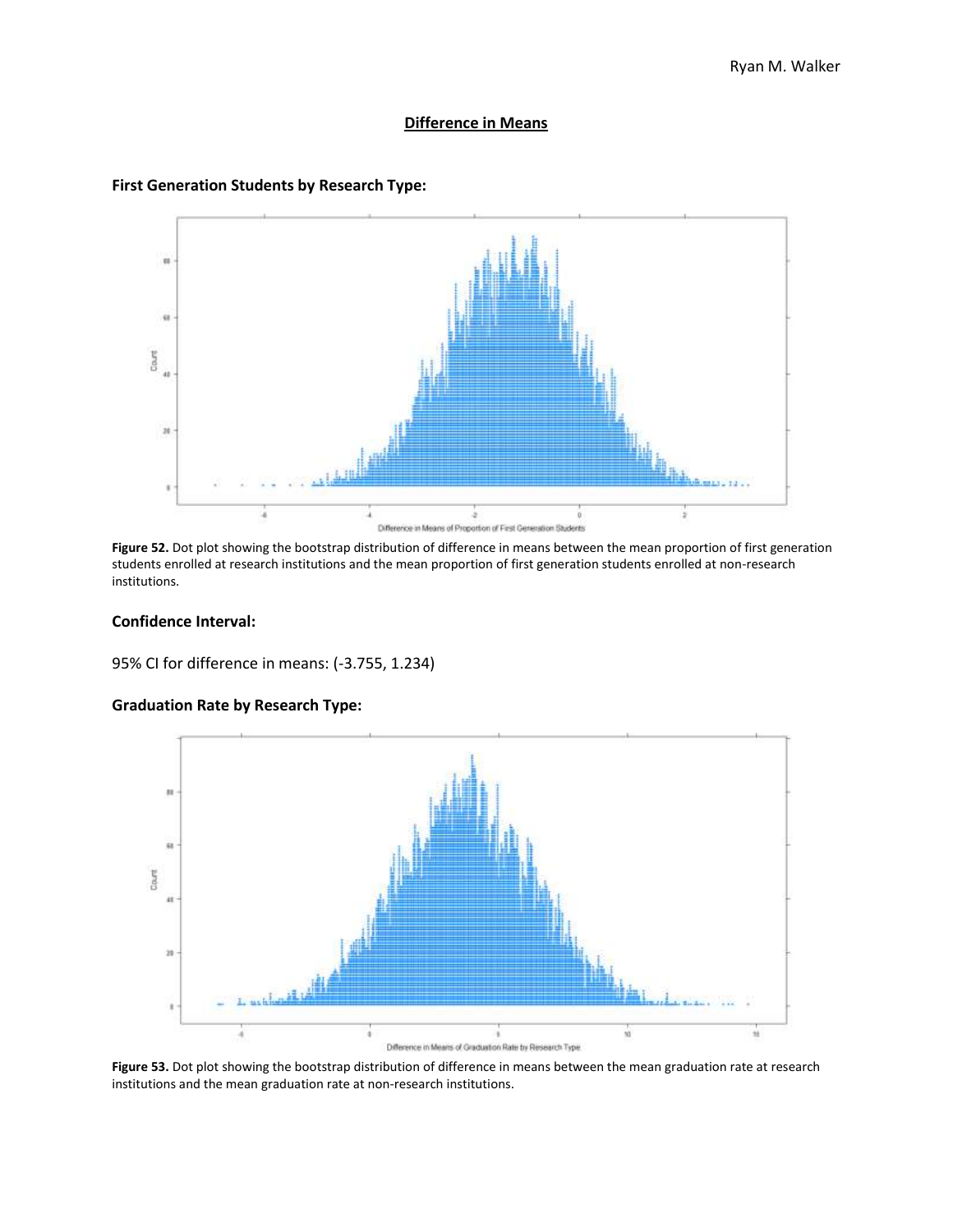## Difference in Means

### First Generation Students by Research Type:

**Figure 52.** Dot plot showing the bootstrap distribution of difference in means between the mean proportion of first generation students enrolled at research institutions and the mean proportion of first generation students enrolled at non-research institutions.

### Confidence Interval:

95% CI for difference in means: (-3.755, 1.234)

### Graduation Rate by Research Type:

**Figure 53.** Dot plot showing the bootstrap distribution of difference in means between the mean graduation rate at research institutions and the mean graduation rate at non-research institutions.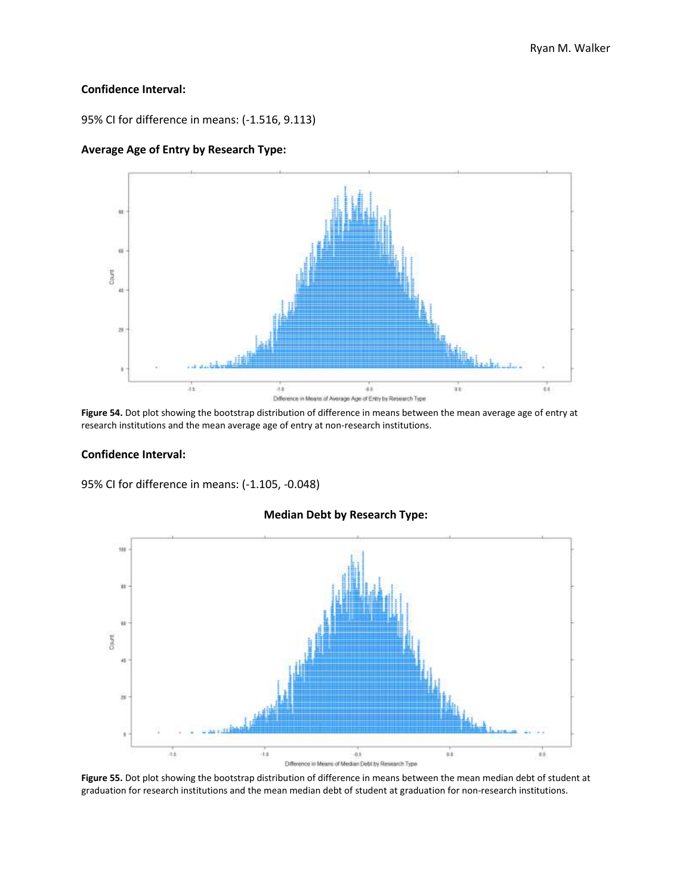**Confidence Interval:**

95% CI for difference in means: (-1.516, 9.113)

**Average Age of Entry by Research Type:**

**Figure 54.** Dot plot showing the bootstrap distribution of difference in means between the mean average age of entry at research institutions and the mean average age of entry at non-research institutions.

**Confidence Interval:**

95% CI for difference in means: (-1.105, -0.048)

**Median Debt by Research Type:**

**Figure 55.** Dot plot showing the bootstrap distribution of difference in means between the mean median debt of student at graduation for research institutions and the mean median debt of student at graduation for non-research institutions.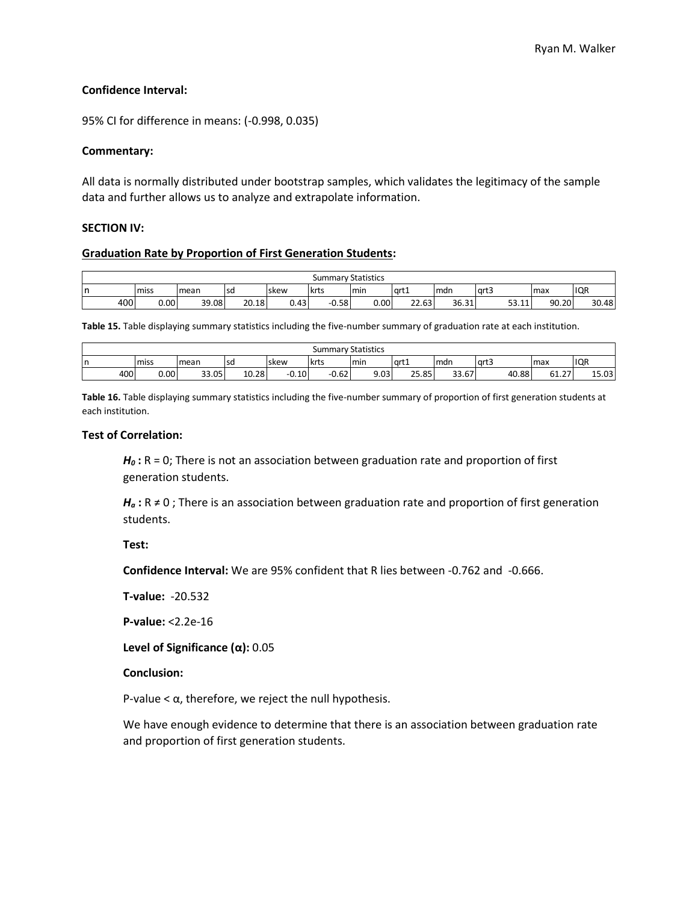**Confidence Interval:**

95% CI for difference in means: (-0.998, 0.035)

**Commentary:**

All data is normally distributed under bootstrap samples, which validates the legitimacy of the sample data and further allows us to analyze and extrapolate information.

**SECTION IV:**

**Graduation Rate by Proportion of First Generation Students:**

| Summary Statistics | | | | | | | | | | | |
|---|---|---|---|---|---|---|---|---|---|---|---|
| n | miss | mean | sd | skew | krts | min | qrt1 | mdn | qrt3 | max | IQR |
| 400 | 0.00 | 39.08 | 20.18 | 0.43 | -0.58 | 0.00 | 22.63 | 36.31 | 53.11 | 90.20 | 30.48 |

**Table 15.** Table displaying summary statistics including the five-number summary of graduation rate at each institution.

| Summary Statistics | | | | | | | | | | | |
|---|---|---|---|---|---|---|---|---|---|---|---|
| n | miss | mean | sd | skew | krts | min | qrt1 | mdn | qrt3 | max | IQR |
| 400 | 0.00 | 33.05 | 10.28 | -0.10 | -0.62 | 9.03 | 25.85 | 33.67 | 40.88 | 61.27 | 15.03 |

**Table 16.** Table displaying summary statistics including the five-number summary of proportion of first generation students at each institution.

**Test of Correlation:**

***$H_0$* :** R = 0; There is not an association between graduation rate and proportion of first generation students.

***$H_a$* :** R ≠ 0 ; There is an association between graduation rate and proportion of first generation students.

**Test:**

**Confidence Interval:** We are 95% confident that R lies between -0.762 and -0.666.

**T-value:** -20.532

**P-value:** <2.2e-16

**Level of Significance (α):** 0.05

**Conclusion:**

P-value < α, therefore, we reject the null hypothesis.

We have enough evidence to determine that there is an association between graduation rate and proportion of first generation students.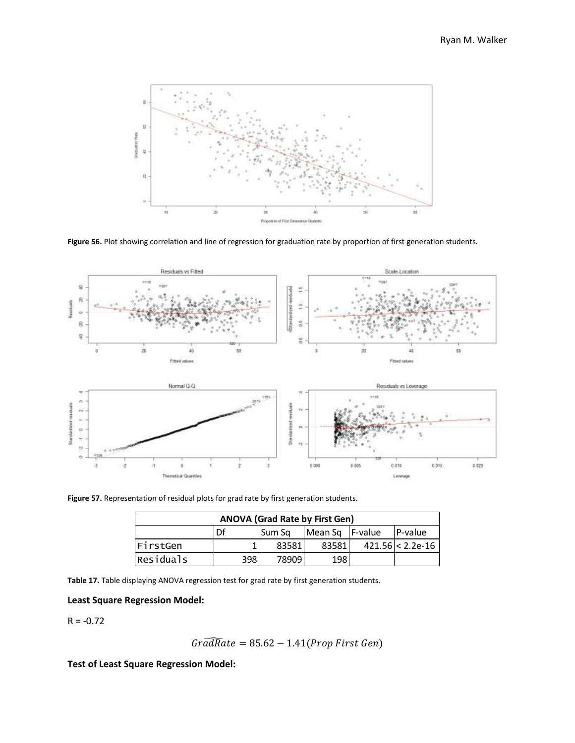**Figure 56.** Plot showing correlation and line of regression for graduation rate by proportion of first generation students.

**Figure 57.** Representation of residual plots for grad rate by first generation students.

| ANOVA (Grad Rate by First Gen) | | | | | |
|---|---|---|---|---|---|
| | Df | Sum Sq | Mean Sq | F-value | P-value |
| FirstGen | 1 | 83581 | 83581 | 421.56 | < 2.2e-16 |
| Residuals | 398 | 78909 | 198 | | |

**Table 17.** Table displaying ANOVA regression test for grad rate by first generation students.

### Least Square Regression Model:

R = -0.72

$$\widehat{GradRate} = 85.62 - 1.41(Prop\ First\ Gen)$$

### Test of Least Square Regression Model: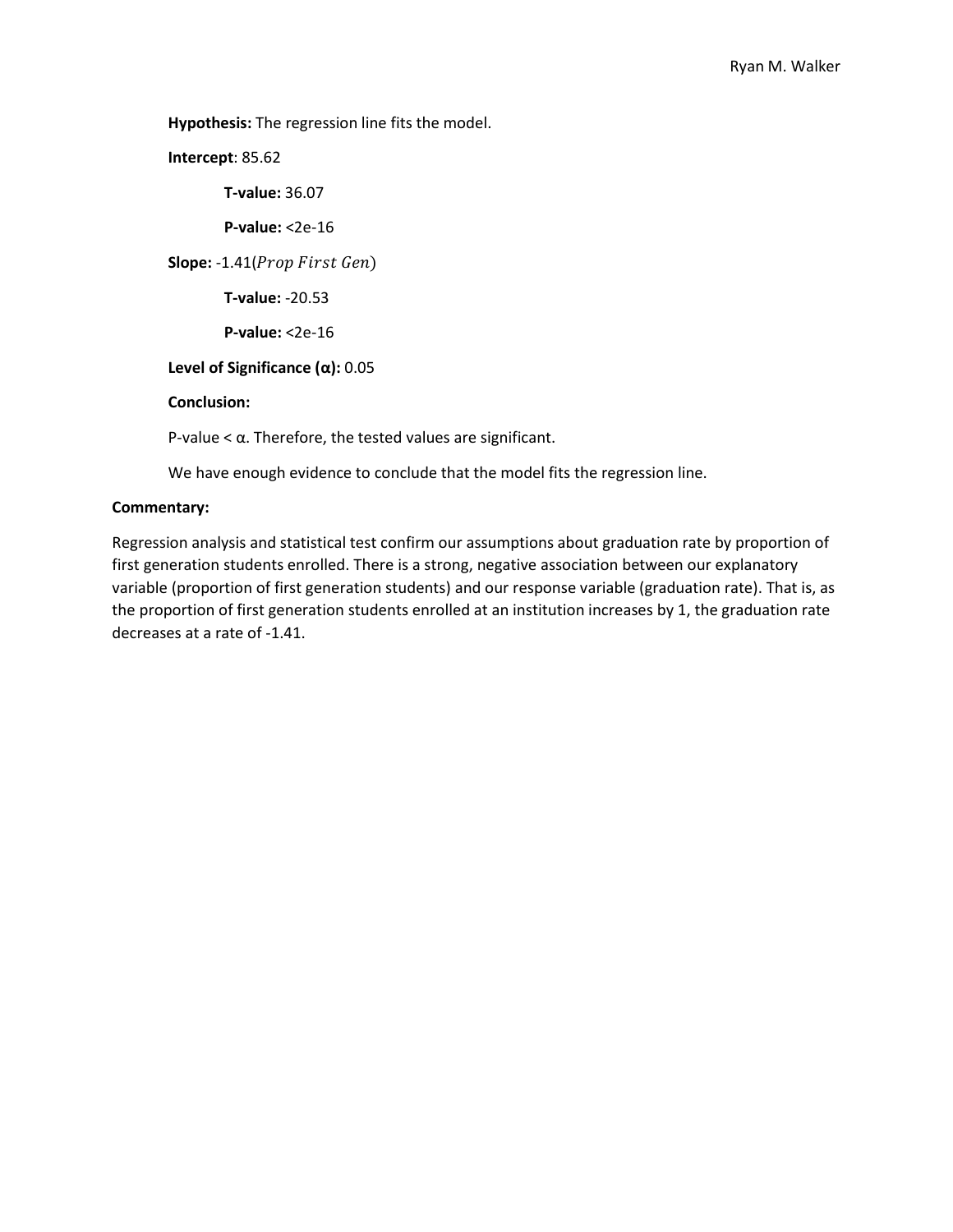**Hypothesis:** The regression line fits the model.

**Intercept**: 85.62

**T-value:** 36.07

**P-value:** <2e-16

**Slope:** -1.41($Prop\ First\ Gen$)

**T-value:** -20.53

**P-value:** <2e-16

**Level of Significance (α):** 0.05

**Conclusion:**

P-value < α. Therefore, the tested values are significant.

We have enough evidence to conclude that the model fits the regression line.

**Commentary:**

Regression analysis and statistical test confirm our assumptions about graduation rate by proportion of first generation students enrolled. There is a strong, negative association between our explanatory variable (proportion of first generation students) and our response variable (graduation rate). That is, as the proportion of first generation students enrolled at an institution increases by 1, the graduation rate decreases at a rate of -1.41.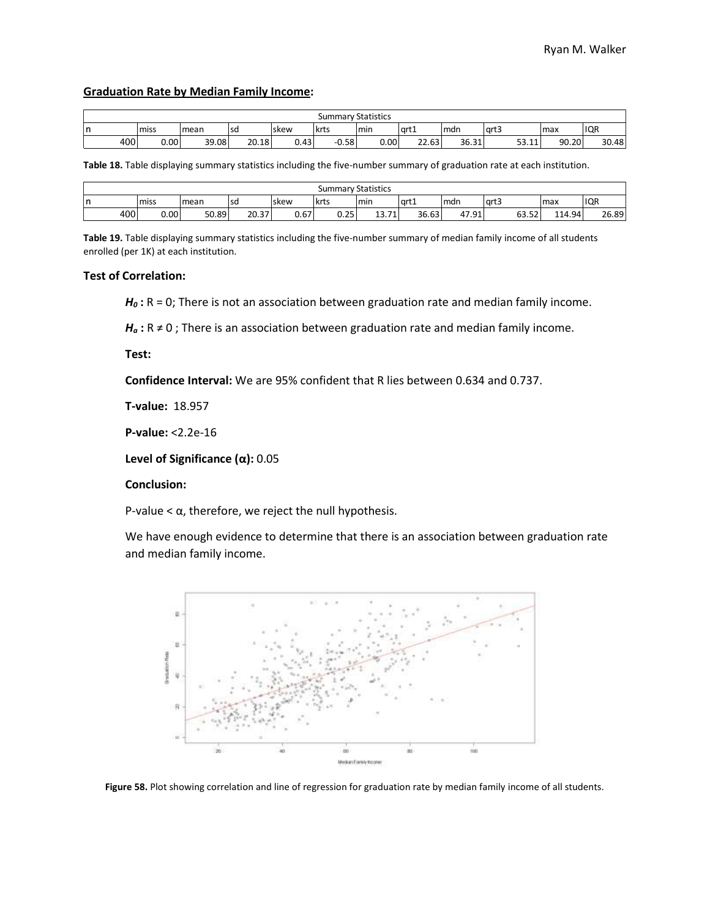## Graduation Rate by Median Family Income:

| Summary Statistics | | | | | | | | | | | |
|---|---|---|---|---|---|---|---|---|---|---|---|
| n | miss | mean | sd | skew | krts | min | qrt1 | mdn | qrt3 | max | IQR |
| 400 | 0.00 | 39.08 | 20.18 | 0.43 | -0.58 | 0.00 | 22.63 | 36.31 | 53.11 | 90.20 | 30.48 |

**Table 18.** Table displaying summary statistics including the five-number summary of graduation rate at each institution.

| Summary Statistics | | | | | | | | | | | |
|---|---|---|---|---|---|---|---|---|---|---|---|
| n | miss | mean | sd | skew | krts | min | qrt1 | mdn | qrt3 | max | IQR |
| 400 | 0.00 | 50.89 | 20.37 | 0.67 | 0.25 | 13.71 | 36.63 | 47.91 | 63.52 | 114.94 | 26.89 |

**Table 19.** Table displaying summary statistics including the five-number summary of median family income of all students enrolled (per 1K) at each institution.

### Test of Correlation:

$H_0$ **:** R = 0; There is not an association between graduation rate and median family income.

$H_a$ **:** R ≠ 0 ; There is an association between graduation rate and median family income.

**Test:**

**Confidence Interval:** We are 95% confident that R lies between 0.634 and 0.737.

**T-value:** 18.957

**P-value:** <2.2e-16

**Level of Significance (α):** 0.05

**Conclusion:**

P-value < α, therefore, we reject the null hypothesis.

We have enough evidence to determine that there is an association between graduation rate and median family income.

**Figure 58.** Plot showing correlation and line of regression for graduation rate by median family income of all students.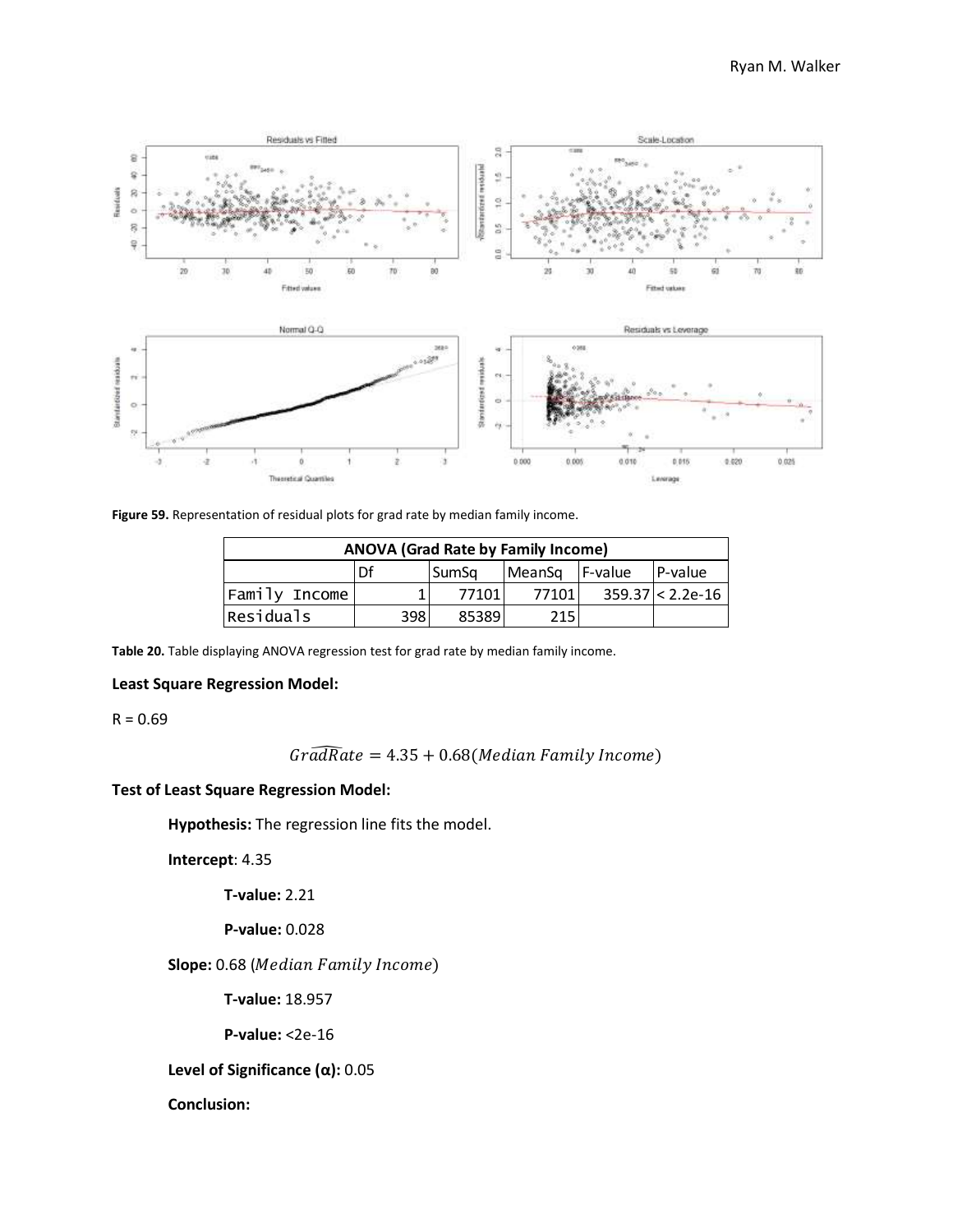**Figure 59.** Representation of residual plots for grad rate by median family income.

| ANOVA (Grad Rate by Family Income) | | | | | |
|---|---|---|---|---|---|
| | Df | SumSq | MeanSq | F-value | P-value |
| Family Income | 1 | 77101 | 77101 | 359.37 | < 2.2e-16 |
| Residuals | 398 | 85389 | 215 | | |

**Table 20.** Table displaying ANOVA regression test for grad rate by median family income.

**Least Square Regression Model:**

R = 0.69

$$\widehat{GradRate} = 4.35 + 0.68(Median\ Family\ Income)$$

**Test of Least Square Regression Model:**

**Hypothesis:** The regression line fits the model.

**Intercept**: 4.35

**T-value:** 2.21

**P-value:** 0.028

**Slope:** 0.68 ($Median\ Family\ Income$)

**T-value:** 18.957

**P-value:** <2e-16

**Level of Significance (α):** 0.05

**Conclusion:**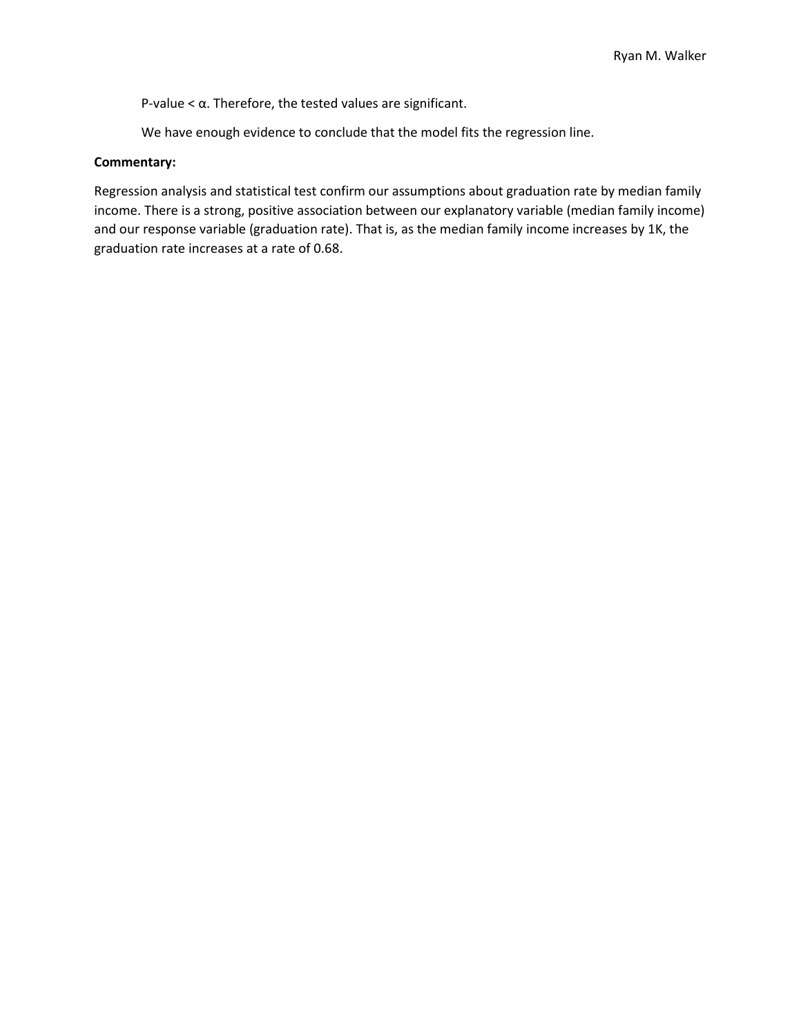P-value < α. Therefore, the tested values are significant.

We have enough evidence to conclude that the model fits the regression line.

**Commentary:**

Regression analysis and statistical test confirm our assumptions about graduation rate by median family income. There is a strong, positive association between our explanatory variable (median family income) and our response variable (graduation rate). That is, as the median family income increases by 1K, the graduation rate increases at a rate of 0.68.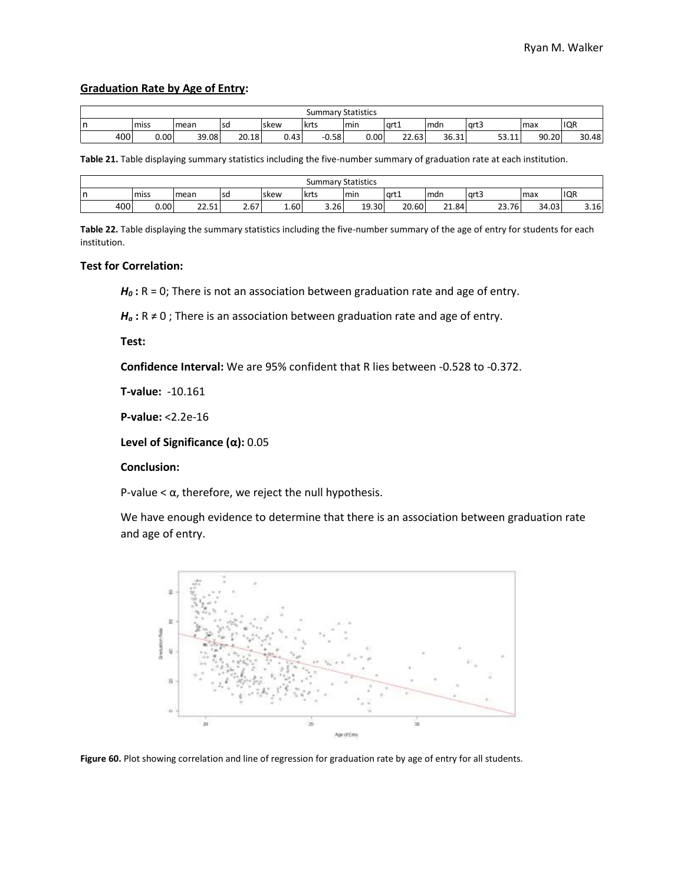## Graduation Rate by Age of Entry:

| Summary Statistics | | | | | | | | | | | |
|---|---|---|---|---|---|---|---|---|---|---|---|
| n | miss | mean | sd | skew | krts | min | qrt1 | mdn | qrt3 | max | IQR |
| 400 | 0.00 | 39.08 | 20.18 | 0.43 | -0.58 | 0.00 | 22.63 | 36.31 | 53.11 | 90.20 | 30.48 |

**Table 21.** Table displaying summary statistics including the five-number summary of graduation rate at each institution.

| Summary Statistics | | | | | | | | | | | |
|---|---|---|---|---|---|---|---|---|---|---|---|
| n | miss | mean | sd | skew | krts | min | qrt1 | mdn | qrt3 | max | IQR |
| 400 | 0.00 | 22.51 | 2.67 | 1.60 | 3.26 | 19.30 | 20.60 | 21.84 | 23.76 | 34.03 | 3.16 |

**Table 22.** Table displaying the summary statistics including the five-number summary of the age of entry for students for each institution.

### Test for Correlation:

***$H_0$*** **:** R = 0; There is not an association between graduation rate and age of entry.

***$H_a$*** **:** R ≠ 0 ; There is an association between graduation rate and age of entry.

**Test:**

**Confidence Interval:** We are 95% confident that R lies between -0.528 to -0.372.

**T-value:** -10.161

**P-value:** <2.2e-16

**Level of Significance (α):** 0.05

**Conclusion:**

P-value < α, therefore, we reject the null hypothesis.

We have enough evidence to determine that there is an association between graduation rate and age of entry.

**Figure 60.** Plot showing correlation and line of regression for graduation rate by age of entry for all students.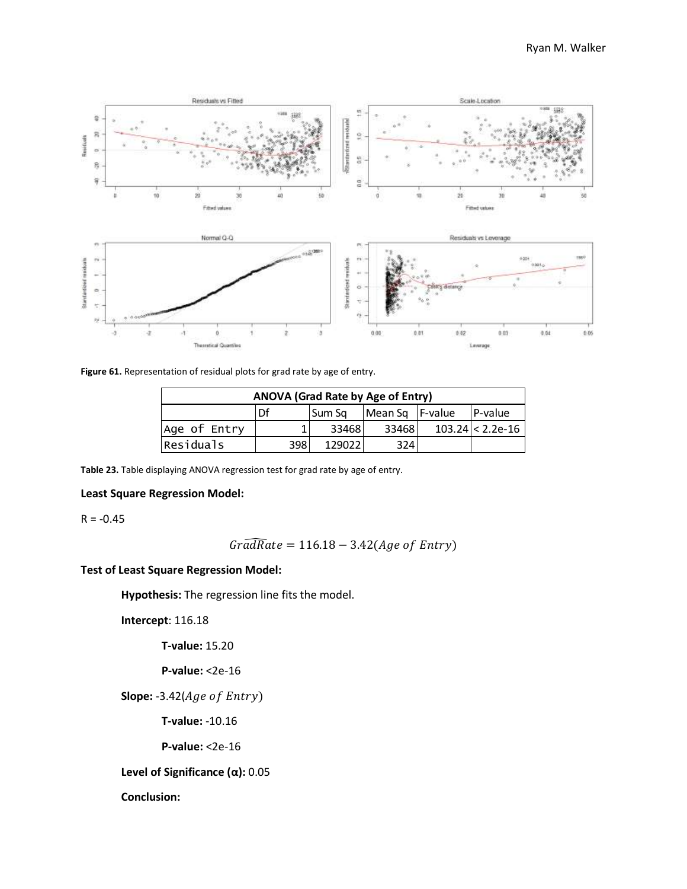**Figure 61.** Representation of residual plots for grad rate by age of entry.

| ANOVA (Grad Rate by Age of Entry) | | | | | |
|---|---|---|---|---|---|
| | Df | Sum Sq | Mean Sq | F-value | P-value |
| Age of Entry | 1 | 33468 | 33468 | 103.24 | < 2.2e-16 |
| Residuals | 398 | 129022 | 324 | | |

**Table 23.** Table displaying ANOVA regression test for grad rate by age of entry.

**Least Square Regression Model:**

R = -0.45

$$\widehat{GradRate} = 116.18 - 3.42(Age\ of\ Entry)$$

**Test of Least Square Regression Model:**

**Hypothesis:** The regression line fits the model.

**Intercept**: 116.18

**T-value:** 15.20

**P-value:** <2e-16

**Slope:** -3.42($Age\ of\ Entry$)

**T-value:** -10.16

**P-value:** <2e-16

**Level of Significance (α):** 0.05

**Conclusion:**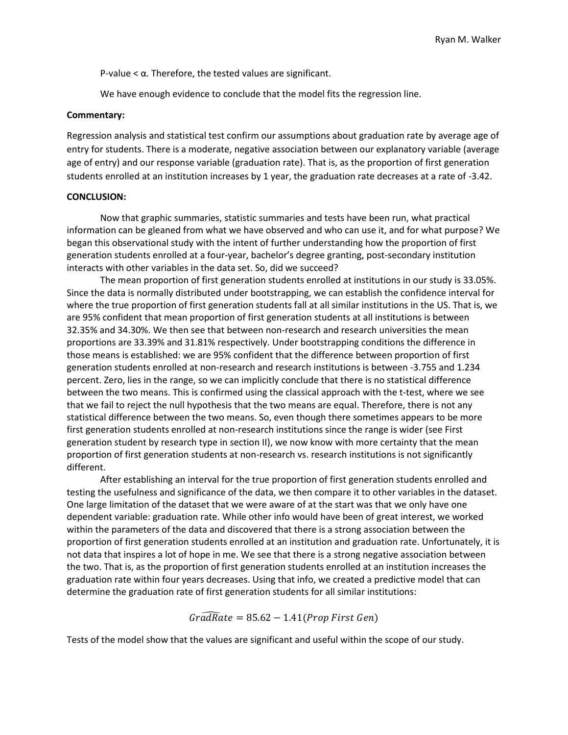P-value < α. Therefore, the tested values are significant.

We have enough evidence to conclude that the model fits the regression line.

**Commentary:**

Regression analysis and statistical test confirm our assumptions about graduation rate by average age of entry for students. There is a moderate, negative association between our explanatory variable (average age of entry) and our response variable (graduation rate). That is, as the proportion of first generation students enrolled at an institution increases by 1 year, the graduation rate decreases at a rate of -3.42.

**CONCLUSION:**

Now that graphic summaries, statistic summaries and tests have been run, what practical information can be gleaned from what we have observed and who can use it, and for what purpose? We began this observational study with the intent of further understanding how the proportion of first generation students enrolled at a four-year, bachelor's degree granting, post-secondary institution interacts with other variables in the data set. So, did we succeed?

The mean proportion of first generation students enrolled at institutions in our study is 33.05%. Since the data is normally distributed under bootstrapping, we can establish the confidence interval for where the true proportion of first generation students fall at all similar institutions in the US. That is, we are 95% confident that mean proportion of first generation students at all institutions is between 32.35% and 34.30%. We then see that between non-research and research universities the mean proportions are 33.39% and 31.81% respectively. Under bootstrapping conditions the difference in those means is established: we are 95% confident that the difference between proportion of first generation students enrolled at non-research and research institutions is between -3.755 and 1.234 percent. Zero, lies in the range, so we can implicitly conclude that there is no statistical difference between the two means. This is confirmed using the classical approach with the t-test, where we see that we fail to reject the null hypothesis that the two means are equal. Therefore, there is not any statistical difference between the two means. So, even though there sometimes appears to be more first generation students enrolled at non-research institutions since the range is wider (see First generation student by research type in section II), we now know with more certainty that the mean proportion of first generation students at non-research vs. research institutions is not significantly different.

After establishing an interval for the true proportion of first generation students enrolled and testing the usefulness and significance of the data, we then compare it to other variables in the dataset. One large limitation of the dataset that we were aware of at the start was that we only have one dependent variable: graduation rate. While other info would have been of great interest, we worked within the parameters of the data and discovered that there is a strong association between the proportion of first generation students enrolled at an institution and graduation rate. Unfortunately, it is not data that inspires a lot of hope in me. We see that there is a strong negative association between the two. That is, as the proportion of first generation students enrolled at an institution increases the graduation rate within four years decreases. Using that info, we created a predictive model that can determine the graduation rate of first generation students for all similar institutions:

$$\widehat{GradRate} = 85.62 - 1.41(Prop\ First\ Gen)$$

Tests of the model show that the values are significant and useful within the scope of our study.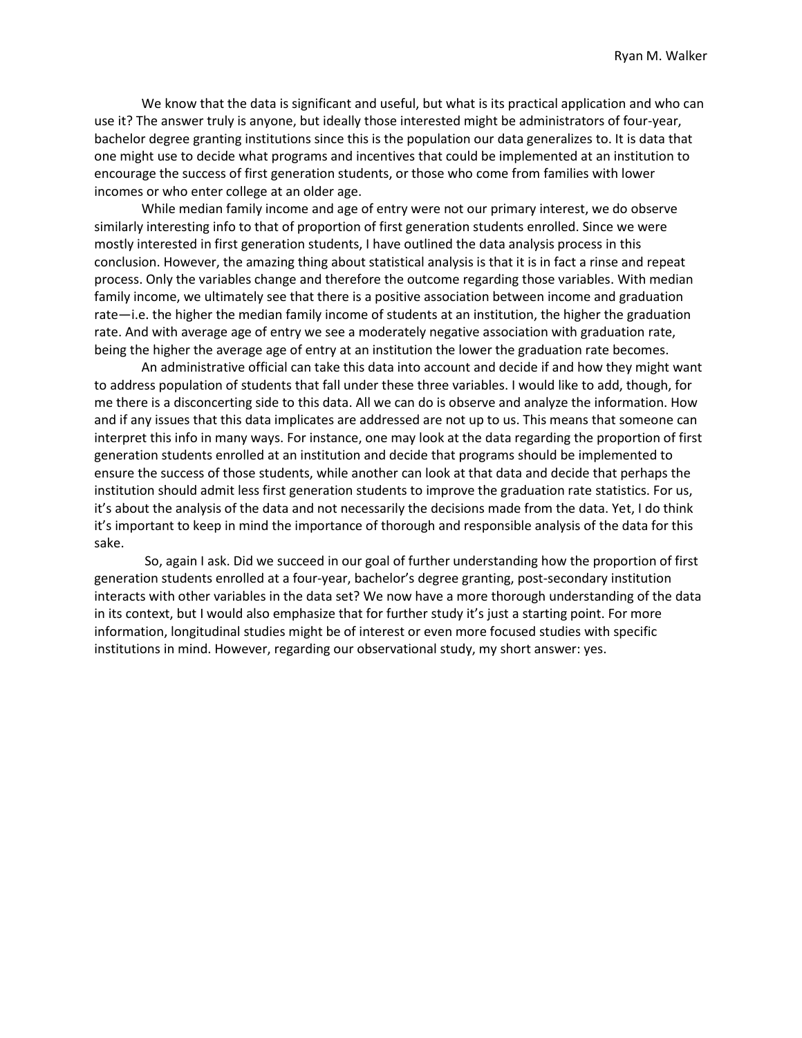We know that the data is significant and useful, but what is its practical application and who can use it? The answer truly is anyone, but ideally those interested might be administrators of four-year, bachelor degree granting institutions since this is the population our data generalizes to. It is data that one might use to decide what programs and incentives that could be implemented at an institution to encourage the success of first generation students, or those who come from families with lower incomes or who enter college at an older age.

While median family income and age of entry were not our primary interest, we do observe similarly interesting info to that of proportion of first generation students enrolled. Since we were mostly interested in first generation students, I have outlined the data analysis process in this conclusion. However, the amazing thing about statistical analysis is that it is in fact a rinse and repeat process. Only the variables change and therefore the outcome regarding those variables. With median family income, we ultimately see that there is a positive association between income and graduation rate—i.e. the higher the median family income of students at an institution, the higher the graduation rate. And with average age of entry we see a moderately negative association with graduation rate, being the higher the average age of entry at an institution the lower the graduation rate becomes.

An administrative official can take this data into account and decide if and how they might want to address population of students that fall under these three variables. I would like to add, though, for me there is a disconcerting side to this data. All we can do is observe and analyze the information. How and if any issues that this data implicates are addressed are not up to us. This means that someone can interpret this info in many ways. For instance, one may look at the data regarding the proportion of first generation students enrolled at an institution and decide that programs should be implemented to ensure the success of those students, while another can look at that data and decide that perhaps the institution should admit less first generation students to improve the graduation rate statistics. For us, it's about the analysis of the data and not necessarily the decisions made from the data. Yet, I do think it's important to keep in mind the importance of thorough and responsible analysis of the data for this sake.

So, again I ask. Did we succeed in our goal of further understanding how the proportion of first generation students enrolled at a four-year, bachelor's degree granting, post-secondary institution interacts with other variables in the data set? We now have a more thorough understanding of the data in its context, but I would also emphasize that for further study it's just a starting point. For more information, longitudinal studies might be of interest or even more focused studies with specific institutions in mind. However, regarding our observational study, my short answer: yes.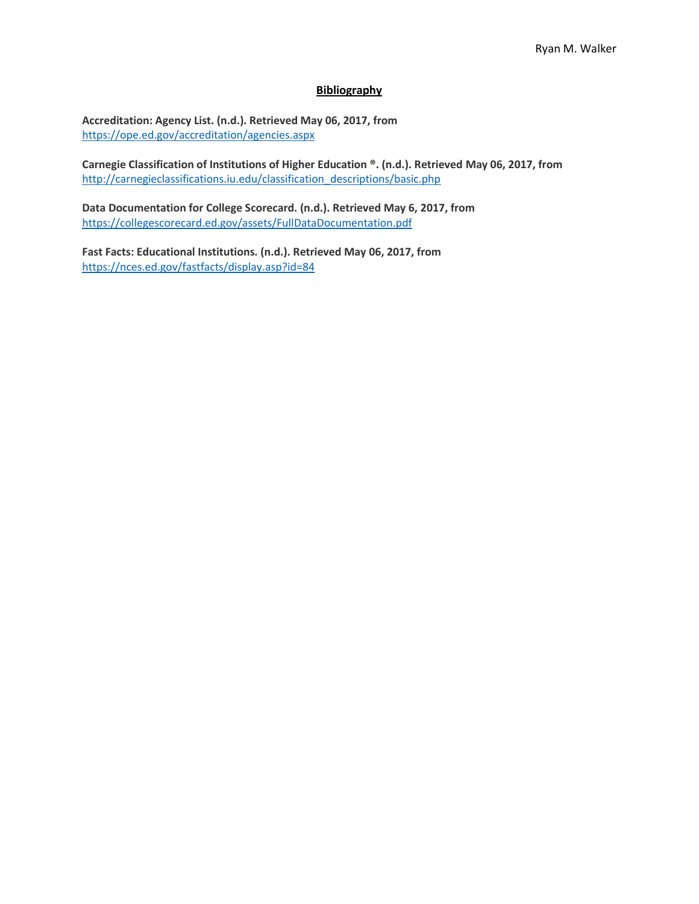## Bibliography

**Accreditation: Agency List. (n.d.). Retrieved May 06, 2017, from**
https://ope.ed.gov/accreditation/agencies.aspx

**Carnegie Classification of Institutions of Higher Education ®. (n.d.). Retrieved May 06, 2017, from**
http://carnegieclassifications.iu.edu/classification_descriptions/basic.php

**Data Documentation for College Scorecard. (n.d.). Retrieved May 6, 2017, from**
https://collegescorecard.ed.gov/assets/FullDataDocumentation.pdf

**Fast Facts: Educational Institutions. (n.d.). Retrieved May 06, 2017, from**
https://nces.ed.gov/fastfacts/display.asp?id=84